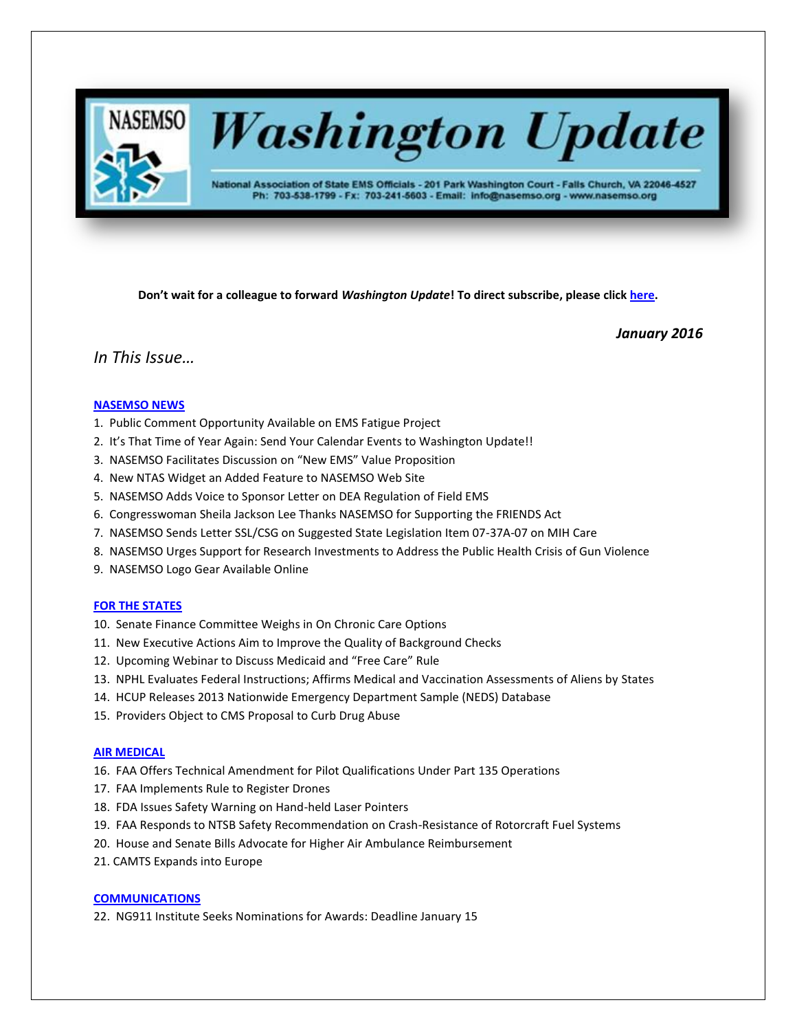# NASEMSO Washington Update

National Association of State EMS Officials - 201 Park Washington Court - Falls Church, VA 22046-4527
Ph: 703-538-1799 - Fx: 703-241-5603 - Email: info@nasemso.org - www.nasemso.org

**Don't wait for a colleague to forward *Washington Update*! To direct subscribe, please click here.**

***January 2016***

## *In This Issue…*

### NASEMSO NEWS

1. Public Comment Opportunity Available on EMS Fatigue Project
2. It's That Time of Year Again: Send Your Calendar Events to Washington Update!!
3. NASEMSO Facilitates Discussion on "New EMS" Value Proposition
4. New NTAS Widget an Added Feature to NASEMSO Web Site
5. NASEMSO Adds Voice to Sponsor Letter on DEA Regulation of Field EMS
6. Congresswoman Sheila Jackson Lee Thanks NASEMSO for Supporting the FRIENDS Act
7. NASEMSO Sends Letter SSL/CSG on Suggested State Legislation Item 07-37A-07 on MIH Care
8. NASEMSO Urges Support for Research Investments to Address the Public Health Crisis of Gun Violence
9. NASEMSO Logo Gear Available Online

### FOR THE STATES

10. Senate Finance Committee Weighs in On Chronic Care Options
11. New Executive Actions Aim to Improve the Quality of Background Checks
12. Upcoming Webinar to Discuss Medicaid and "Free Care" Rule
13. NPHL Evaluates Federal Instructions; Affirms Medical and Vaccination Assessments of Aliens by States
14. HCUP Releases 2013 Nationwide Emergency Department Sample (NEDS) Database
15. Providers Object to CMS Proposal to Curb Drug Abuse

### AIR MEDICAL

16. FAA Offers Technical Amendment for Pilot Qualifications Under Part 135 Operations
17. FAA Implements Rule to Register Drones
18. FDA Issues Safety Warning on Hand-held Laser Pointers
19. FAA Responds to NTSB Safety Recommendation on Crash-Resistance of Rotorcraft Fuel Systems
20. House and Senate Bills Advocate for Higher Air Ambulance Reimbursement
21. CAMTS Expands into Europe

### COMMUNICATIONS

22. NG911 Institute Seeks Nominations for Awards: Deadline January 15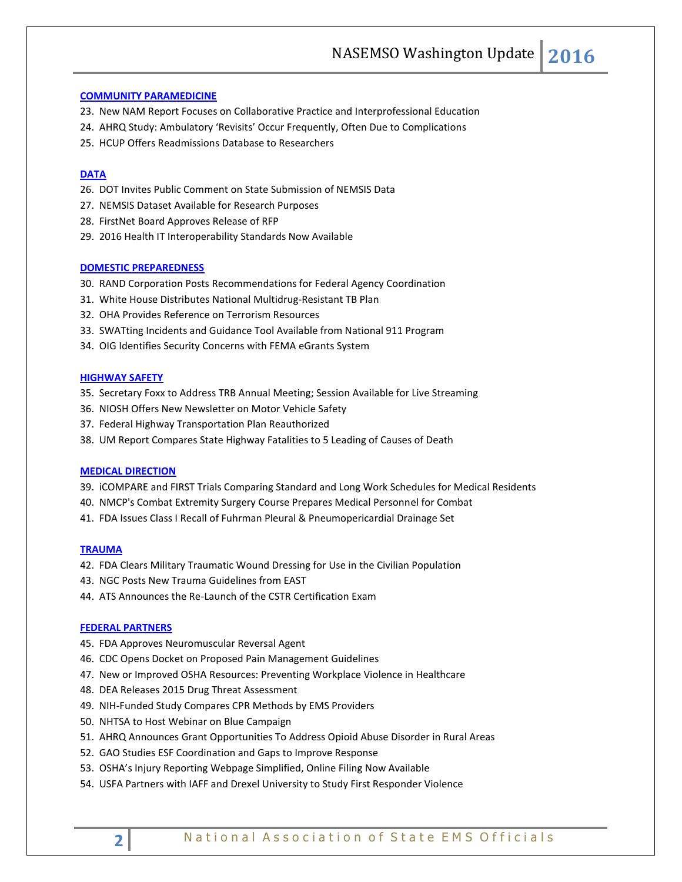### COMMUNITY PARAMEDICINE

23. New NAM Report Focuses on Collaborative Practice and Interprofessional Education
24. AHRQ Study: Ambulatory 'Revisits' Occur Frequently, Often Due to Complications
25. HCUP Offers Readmissions Database to Researchers

### DATA

26. DOT Invites Public Comment on State Submission of NEMSIS Data
27. NEMSIS Dataset Available for Research Purposes
28. FirstNet Board Approves Release of RFP
29. 2016 Health IT Interoperability Standards Now Available

### DOMESTIC PREPAREDNESS

30. RAND Corporation Posts Recommendations for Federal Agency Coordination
31. White House Distributes National Multidrug-Resistant TB Plan
32. OHA Provides Reference on Terrorism Resources
33. SWATting Incidents and Guidance Tool Available from National 911 Program
34. OIG Identifies Security Concerns with FEMA eGrants System

### HIGHWAY SAFETY

35. Secretary Foxx to Address TRB Annual Meeting; Session Available for Live Streaming
36. NIOSH Offers New Newsletter on Motor Vehicle Safety
37. Federal Highway Transportation Plan Reauthorized
38. UM Report Compares State Highway Fatalities to 5 Leading of Causes of Death

### MEDICAL DIRECTION

39. iCOMPARE and FIRST Trials Comparing Standard and Long Work Schedules for Medical Residents
40. NMCP's Combat Extremity Surgery Course Prepares Medical Personnel for Combat
41. FDA Issues Class I Recall of Fuhrman Pleural & Pneumopericardial Drainage Set

### TRAUMA

42. FDA Clears Military Traumatic Wound Dressing for Use in the Civilian Population
43. NGC Posts New Trauma Guidelines from EAST
44. ATS Announces the Re-Launch of the CSTR Certification Exam

### FEDERAL PARTNERS

45. FDA Approves Neuromuscular Reversal Agent
46. CDC Opens Docket on Proposed Pain Management Guidelines
47. New or Improved OSHA Resources: Preventing Workplace Violence in Healthcare
48. DEA Releases 2015 Drug Threat Assessment
49. NIH-Funded Study Compares CPR Methods by EMS Providers
50. NHTSA to Host Webinar on Blue Campaign
51. AHRQ Announces Grant Opportunities To Address Opioid Abuse Disorder in Rural Areas
52. GAO Studies ESF Coordination and Gaps to Improve Response
53. OSHA's Injury Reporting Webpage Simplified, Online Filing Now Available
54. USFA Partners with IAFF and Drexel University to Study First Responder Violence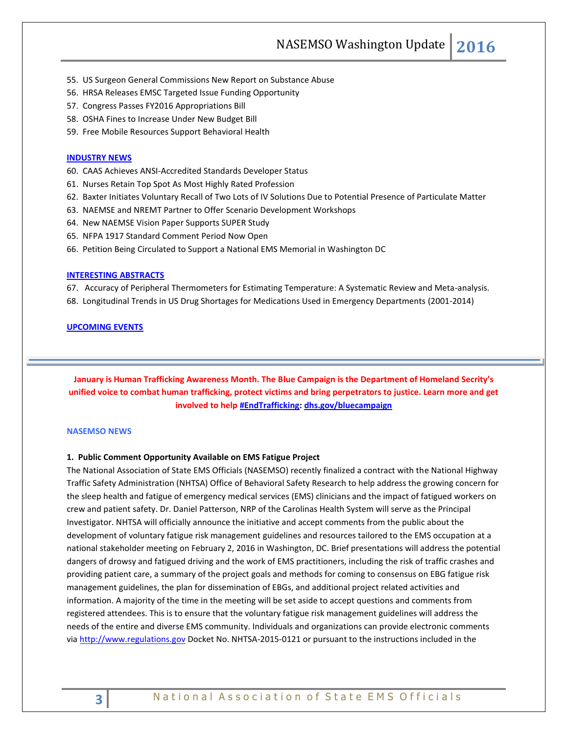55. US Surgeon General Commissions New Report on Substance Abuse
56. HRSA Releases EMSC Targeted Issue Funding Opportunity
57. Congress Passes FY2016 Appropriations Bill
58. OSHA Fines to Increase Under New Budget Bill
59. Free Mobile Resources Support Behavioral Health

**INDUSTRY NEWS**

60. CAAS Achieves ANSI-Accredited Standards Developer Status
61. Nurses Retain Top Spot As Most Highly Rated Profession
62. Baxter Initiates Voluntary Recall of Two Lots of IV Solutions Due to Potential Presence of Particulate Matter
63. NAEMSE and NREMT Partner to Offer Scenario Development Workshops
64. New NAEMSE Vision Paper Supports SUPER Study
65. NFPA 1917 Standard Comment Period Now Open
66. Petition Being Circulated to Support a National EMS Memorial in Washington DC

**INTERESTING ABSTRACTS**

67. Accuracy of Peripheral Thermometers for Estimating Temperature: A Systematic Review and Meta-analysis.
68. Longitudinal Trends in US Drug Shortages for Medications Used in Emergency Departments (2001-2014)

**UPCOMING EVENTS**

---

**January is Human Trafficking Awareness Month. The Blue Campaign is the Department of Homeland Secrity's unified voice to combat human trafficking, protect victims and bring perpetrators to justice. Learn more and get involved to help #EndTrafficking: dhs.gov/bluecampaign**

## NASEMSO NEWS

### 1. Public Comment Opportunity Available on EMS Fatigue Project

The National Association of State EMS Officials (NASEMSO) recently finalized a contract with the National Highway Traffic Safety Administration (NHTSA) Office of Behavioral Safety Research to help address the growing concern for the sleep health and fatigue of emergency medical services (EMS) clinicians and the impact of fatigued workers on crew and patient safety. Dr. Daniel Patterson, NRP of the Carolinas Health System will serve as the Principal Investigator. NHTSA will officially announce the initiative and accept comments from the public about the development of voluntary fatigue risk management guidelines and resources tailored to the EMS occupation at a national stakeholder meeting on February 2, 2016 in Washington, DC. Brief presentations will address the potential dangers of drowsy and fatigued driving and the work of EMS practitioners, including the risk of traffic crashes and providing patient care, a summary of the project goals and methods for coming to consensus on EBG fatigue risk management guidelines, the plan for dissemination of EBGs, and additional project related activities and information. A majority of the time in the meeting will be set aside to accept questions and comments from registered attendees. This is to ensure that the voluntary fatigue risk management guidelines will address the needs of the entire and diverse EMS community. Individuals and organizations can provide electronic comments via http://www.regulations.gov Docket No. NHTSA-2015-0121 or pursuant to the instructions included in the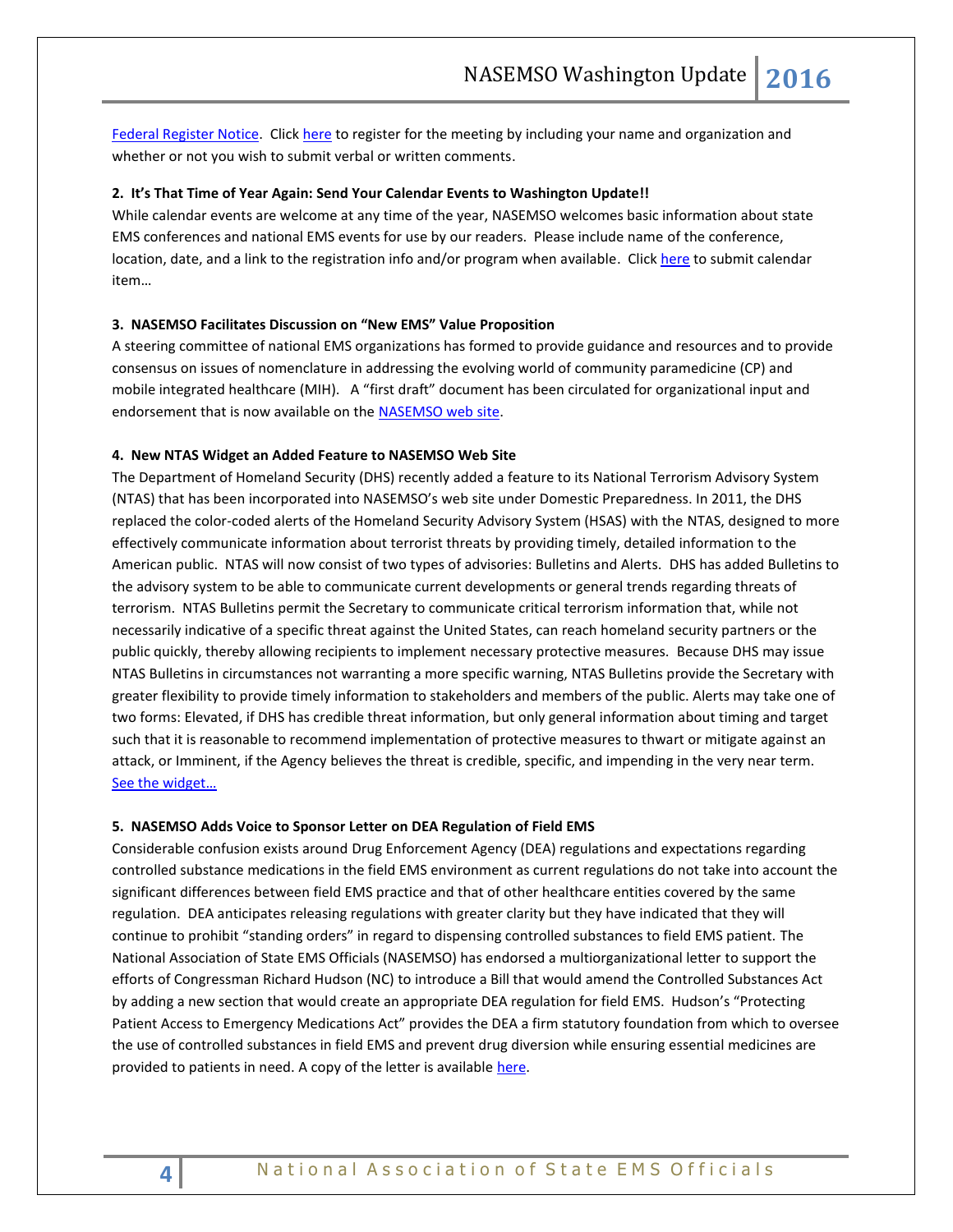Federal Register Notice. Click here to register for the meeting by including your name and organization and whether or not you wish to submit verbal or written comments.

**2. It's That Time of Year Again: Send Your Calendar Events to Washington Update!!**

While calendar events are welcome at any time of the year, NASEMSO welcomes basic information about state EMS conferences and national EMS events for use by our readers. Please include name of the conference, location, date, and a link to the registration info and/or program when available. Click here to submit calendar item…

**3. NASEMSO Facilitates Discussion on "New EMS" Value Proposition**

A steering committee of national EMS organizations has formed to provide guidance and resources and to provide consensus on issues of nomenclature in addressing the evolving world of community paramedicine (CP) and mobile integrated healthcare (MIH). A "first draft" document has been circulated for organizational input and endorsement that is now available on the NASEMSO web site.

**4. New NTAS Widget an Added Feature to NASEMSO Web Site**

The Department of Homeland Security (DHS) recently added a feature to its National Terrorism Advisory System (NTAS) that has been incorporated into NASEMSO's web site under Domestic Preparedness. In 2011, the DHS replaced the color-coded alerts of the Homeland Security Advisory System (HSAS) with the NTAS, designed to more effectively communicate information about terrorist threats by providing timely, detailed information to the American public. NTAS will now consist of two types of advisories: Bulletins and Alerts. DHS has added Bulletins to the advisory system to be able to communicate current developments or general trends regarding threats of terrorism. NTAS Bulletins permit the Secretary to communicate critical terrorism information that, while not necessarily indicative of a specific threat against the United States, can reach homeland security partners or the public quickly, thereby allowing recipients to implement necessary protective measures. Because DHS may issue NTAS Bulletins in circumstances not warranting a more specific warning, NTAS Bulletins provide the Secretary with greater flexibility to provide timely information to stakeholders and members of the public. Alerts may take one of two forms: Elevated, if DHS has credible threat information, but only general information about timing and target such that it is reasonable to recommend implementation of protective measures to thwart or mitigate against an attack, or Imminent, if the Agency believes the threat is credible, specific, and impending in the very near term. See the widget…

**5. NASEMSO Adds Voice to Sponsor Letter on DEA Regulation of Field EMS**

Considerable confusion exists around Drug Enforcement Agency (DEA) regulations and expectations regarding controlled substance medications in the field EMS environment as current regulations do not take into account the significant differences between field EMS practice and that of other healthcare entities covered by the same regulation. DEA anticipates releasing regulations with greater clarity but they have indicated that they will continue to prohibit "standing orders" in regard to dispensing controlled substances to field EMS patient. The National Association of State EMS Officials (NASEMSO) has endorsed a multiorganizational letter to support the efforts of Congressman Richard Hudson (NC) to introduce a Bill that would amend the Controlled Substances Act by adding a new section that would create an appropriate DEA regulation for field EMS. Hudson's "Protecting Patient Access to Emergency Medications Act" provides the DEA a firm statutory foundation from which to oversee the use of controlled substances in field EMS and prevent drug diversion while ensuring essential medicines are provided to patients in need. A copy of the letter is available here.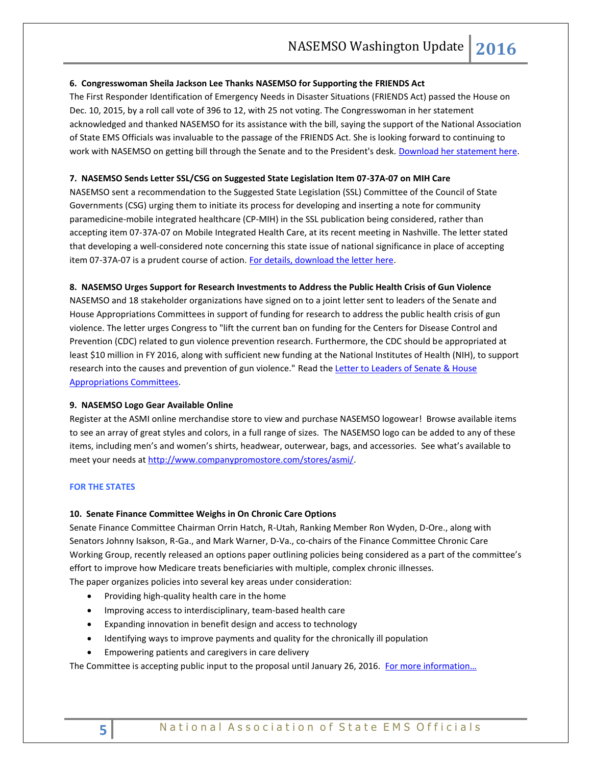### 6. Congresswoman Sheila Jackson Lee Thanks NASEMSO for Supporting the FRIENDS Act

The First Responder Identification of Emergency Needs in Disaster Situations (FRIENDS Act) passed the House on Dec. 10, 2015, by a roll call vote of 396 to 12, with 25 not voting. The Congresswoman in her statement acknowledged and thanked NASEMSO for its assistance with the bill, saying the support of the National Association of State EMS Officials was invaluable to the passage of the FRIENDS Act. She is looking forward to continuing to work with NASEMSO on getting bill through the Senate and to the President's desk. Download her statement here.

### 7. NASEMSO Sends Letter SSL/CSG on Suggested State Legislation Item 07-37A-07 on MIH Care

NASEMSO sent a recommendation to the Suggested State Legislation (SSL) Committee of the Council of State Governments (CSG) urging them to initiate its process for developing and inserting a note for community paramedicine-mobile integrated healthcare (CP-MIH) in the SSL publication being considered, rather than accepting item 07-37A-07 on Mobile Integrated Health Care, at its recent meeting in Nashville. The letter stated that developing a well-considered note concerning this state issue of national significance in place of accepting item 07-37A-07 is a prudent course of action. For details, download the letter here.

### 8. NASEMSO Urges Support for Research Investments to Address the Public Health Crisis of Gun Violence

NASEMSO and 18 stakeholder organizations have signed on to a joint letter sent to leaders of the Senate and House Appropriations Committees in support of funding for research to address the public health crisis of gun violence. The letter urges Congress to "lift the current ban on funding for the Centers for Disease Control and Prevention (CDC) related to gun violence prevention research. Furthermore, the CDC should be appropriated at least $10 million in FY 2016, along with sufficient new funding at the National Institutes of Health (NIH), to support research into the causes and prevention of gun violence." Read the Letter to Leaders of Senate & House Appropriations Committees.

### 9. NASEMSO Logo Gear Available Online

Register at the ASMI online merchandise store to view and purchase NASEMSO logowear! Browse available items to see an array of great styles and colors, in a full range of sizes. The NASEMSO logo can be added to any of these items, including men's and women's shirts, headwear, outerwear, bags, and accessories. See what's available to meet your needs at http://www.companypromostore.com/stores/asmi/.

## FOR THE STATES

### 10. Senate Finance Committee Weighs in On Chronic Care Options

Senate Finance Committee Chairman Orrin Hatch, R-Utah, Ranking Member Ron Wyden, D-Ore., along with Senators Johnny Isakson, R-Ga., and Mark Warner, D-Va., co-chairs of the Finance Committee Chronic Care Working Group, recently released an options paper outlining policies being considered as a part of the committee's effort to improve how Medicare treats beneficiaries with multiple, complex chronic illnesses.

The paper organizes policies into several key areas under consideration:

- Providing high-quality health care in the home
- Improving access to interdisciplinary, team-based health care
- Expanding innovation in benefit design and access to technology
- Identifying ways to improve payments and quality for the chronically ill population
- Empowering patients and caregivers in care delivery

The Committee is accepting public input to the proposal until January 26, 2016. For more information…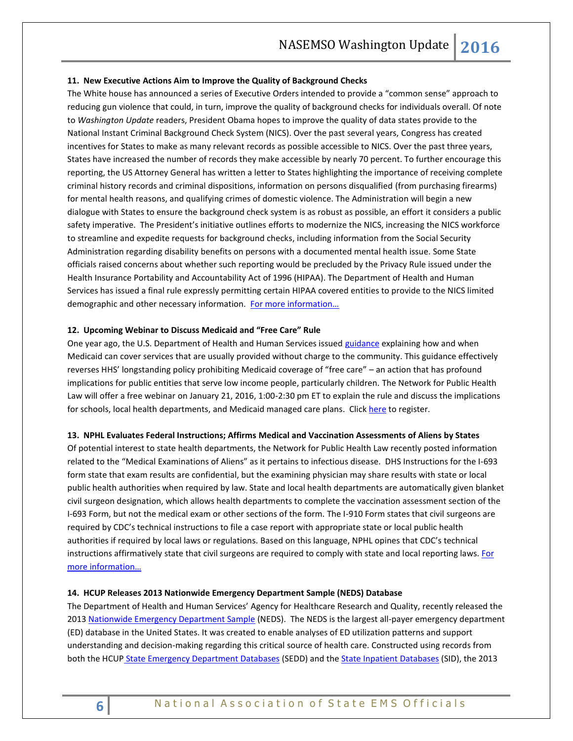**11. New Executive Actions Aim to Improve the Quality of Background Checks**

The White house has announced a series of Executive Orders intended to provide a "common sense" approach to reducing gun violence that could, in turn, improve the quality of background checks for individuals overall. Of note to *Washington Update* readers, President Obama hopes to improve the quality of data states provide to the National Instant Criminal Background Check System (NICS). Over the past several years, Congress has created incentives for States to make as many relevant records as possible accessible to NICS. Over the past three years, States have increased the number of records they make accessible by nearly 70 percent. To further encourage this reporting, the US Attorney General has written a letter to States highlighting the importance of receiving complete criminal history records and criminal dispositions, information on persons disqualified (from purchasing firearms) for mental health reasons, and qualifying crimes of domestic violence. The Administration will begin a new dialogue with States to ensure the background check system is as robust as possible, an effort it considers a public safety imperative. The President's initiative outlines efforts to modernize the NICS, increasing the NICS workforce to streamline and expedite requests for background checks, including information from the Social Security Administration regarding disability benefits on persons with a documented mental health issue. Some State officials raised concerns about whether such reporting would be precluded by the Privacy Rule issued under the Health Insurance Portability and Accountability Act of 1996 (HIPAA). The Department of Health and Human Services has issued a final rule expressly permitting certain HIPAA covered entities to provide to the NICS limited demographic and other necessary information. For more information…

**12. Upcoming Webinar to Discuss Medicaid and "Free Care" Rule**

One year ago, the U.S. Department of Health and Human Services issued guidance explaining how and when Medicaid can cover services that are usually provided without charge to the community. This guidance effectively reverses HHS' longstanding policy prohibiting Medicaid coverage of "free care" – an action that has profound implications for public entities that serve low income people, particularly children. The Network for Public Health Law will offer a free webinar on January 21, 2016, 1:00-2:30 pm ET to explain the rule and discuss the implications for schools, local health departments, and Medicaid managed care plans. Click here to register.

**13. NPHL Evaluates Federal Instructions; Affirms Medical and Vaccination Assessments of Aliens by States**

Of potential interest to state health departments, the Network for Public Health Law recently posted information related to the "Medical Examinations of Aliens" as it pertains to infectious disease. DHS Instructions for the I-693 form state that exam results are confidential, but the examining physician may share results with state or local public health authorities when required by law. State and local health departments are automatically given blanket civil surgeon designation, which allows health departments to complete the vaccination assessment section of the I-693 Form, but not the medical exam or other sections of the form. The I-910 Form states that civil surgeons are required by CDC's technical instructions to file a case report with appropriate state or local public health authorities if required by local laws or regulations. Based on this language, NPHL opines that CDC's technical instructions affirmatively state that civil surgeons are required to comply with state and local reporting laws. For more information…

**14. HCUP Releases 2013 Nationwide Emergency Department Sample (NEDS) Database**

The Department of Health and Human Services' Agency for Healthcare Research and Quality, recently released the 2013 Nationwide Emergency Department Sample (NEDS). The NEDS is the largest all-payer emergency department (ED) database in the United States. It was created to enable analyses of ED utilization patterns and support understanding and decision-making regarding this critical source of health care. Constructed using records from both the HCUP State Emergency Department Databases (SEDD) and the State Inpatient Databases (SID), the 2013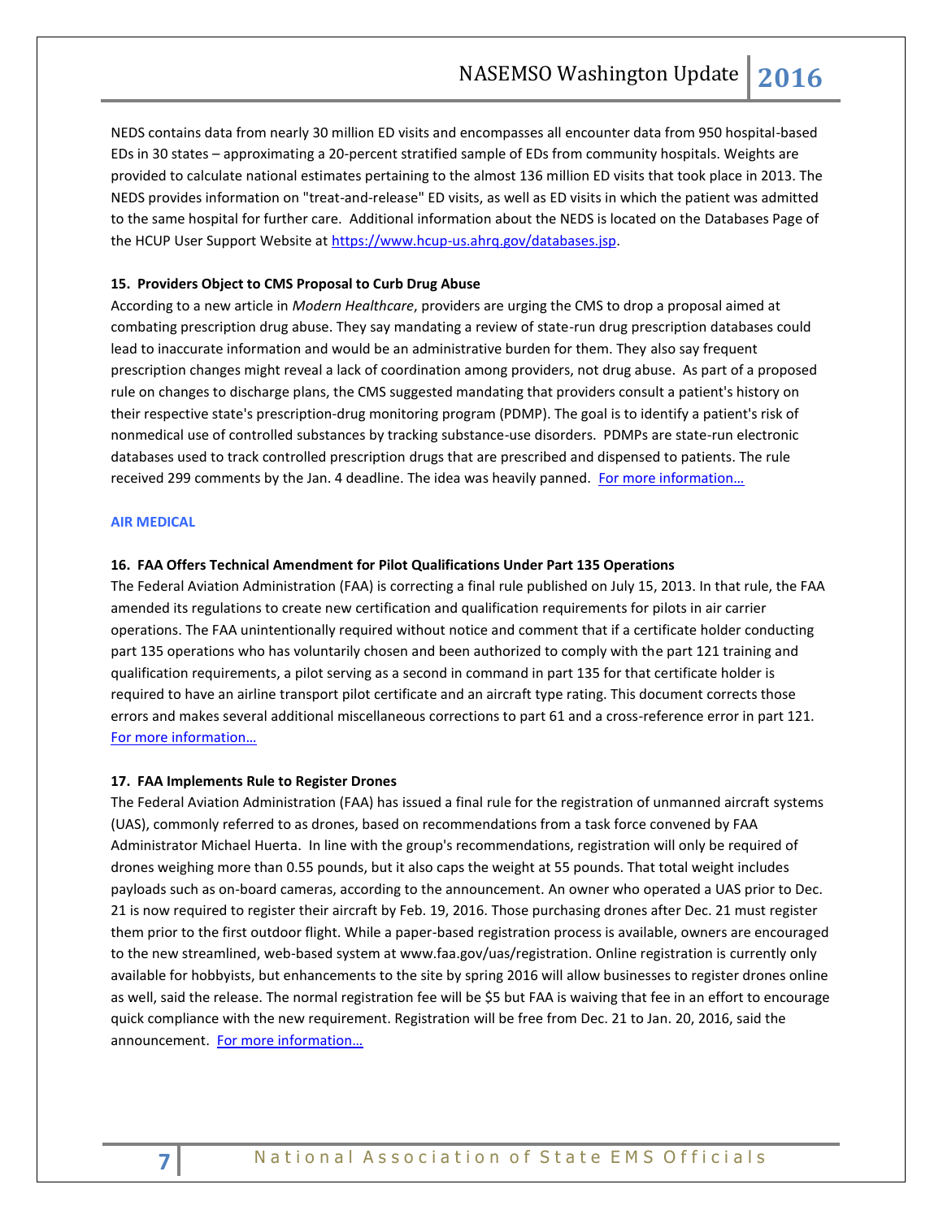NEDS contains data from nearly 30 million ED visits and encompasses all encounter data from 950 hospital-based EDs in 30 states – approximating a 20-percent stratified sample of EDs from community hospitals. Weights are provided to calculate national estimates pertaining to the almost 136 million ED visits that took place in 2013. The NEDS provides information on "treat-and-release" ED visits, as well as ED visits in which the patient was admitted to the same hospital for further care. Additional information about the NEDS is located on the Databases Page of the HCUP User Support Website at https://www.hcup-us.ahrq.gov/databases.jsp.

**15. Providers Object to CMS Proposal to Curb Drug Abuse**

According to a new article in *Modern Healthcare*, providers are urging the CMS to drop a proposal aimed at combating prescription drug abuse. They say mandating a review of state-run drug prescription databases could lead to inaccurate information and would be an administrative burden for them. They also say frequent prescription changes might reveal a lack of coordination among providers, not drug abuse. As part of a proposed rule on changes to discharge plans, the CMS suggested mandating that providers consult a patient's history on their respective state's prescription-drug monitoring program (PDMP). The goal is to identify a patient's risk of nonmedical use of controlled substances by tracking substance-use disorders. PDMPs are state-run electronic databases used to track controlled prescription drugs that are prescribed and dispensed to patients. The rule received 299 comments by the Jan. 4 deadline. The idea was heavily panned. For more information…

## AIR MEDICAL

**16. FAA Offers Technical Amendment for Pilot Qualifications Under Part 135 Operations**

The Federal Aviation Administration (FAA) is correcting a final rule published on July 15, 2013. In that rule, the FAA amended its regulations to create new certification and qualification requirements for pilots in air carrier operations. The FAA unintentionally required without notice and comment that if a certificate holder conducting part 135 operations who has voluntarily chosen and been authorized to comply with the part 121 training and qualification requirements, a pilot serving as a second in command in part 135 for that certificate holder is required to have an airline transport pilot certificate and an aircraft type rating. This document corrects those errors and makes several additional miscellaneous corrections to part 61 and a cross-reference error in part 121. For more information…

**17. FAA Implements Rule to Register Drones**

The Federal Aviation Administration (FAA) has issued a final rule for the registration of unmanned aircraft systems (UAS), commonly referred to as drones, based on recommendations from a task force convened by FAA Administrator Michael Huerta. In line with the group's recommendations, registration will only be required of drones weighing more than 0.55 pounds, but it also caps the weight at 55 pounds. That total weight includes payloads such as on-board cameras, according to the announcement. An owner who operated a UAS prior to Dec. 21 is now required to register their aircraft by Feb. 19, 2016. Those purchasing drones after Dec. 21 must register them prior to the first outdoor flight. While a paper-based registration process is available, owners are encouraged to the new streamlined, web-based system at www.faa.gov/uas/registration. Online registration is currently only available for hobbyists, but enhancements to the site by spring 2016 will allow businesses to register drones online as well, said the release. The normal registration fee will be $5 but FAA is waiving that fee in an effort to encourage quick compliance with the new requirement. Registration will be free from Dec. 21 to Jan. 20, 2016, said the announcement. For more information…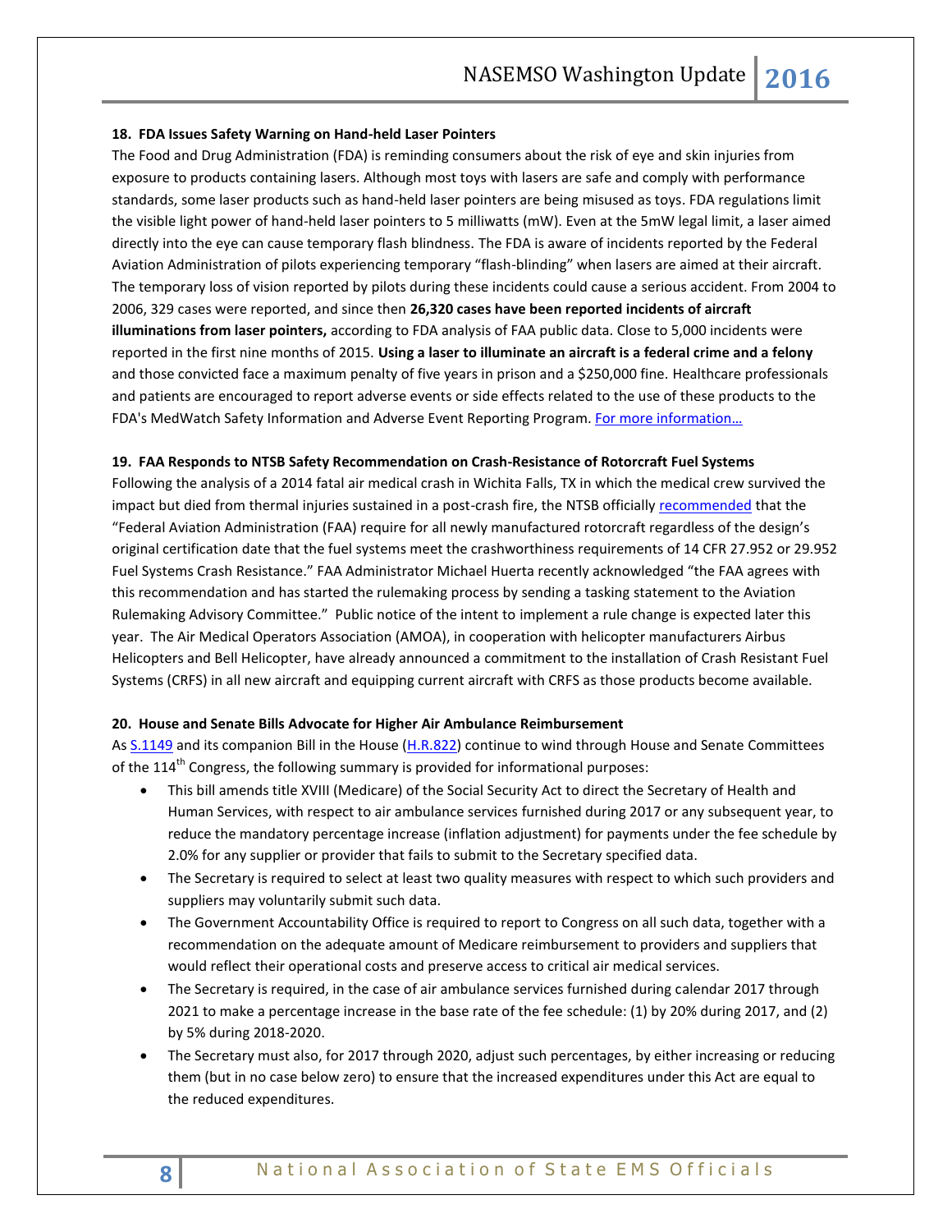**18. FDA Issues Safety Warning on Hand-held Laser Pointers**

The Food and Drug Administration (FDA) is reminding consumers about the risk of eye and skin injuries from exposure to products containing lasers. Although most toys with lasers are safe and comply with performance standards, some laser products such as hand-held laser pointers are being misused as toys. FDA regulations limit the visible light power of hand-held laser pointers to 5 milliwatts (mW). Even at the 5mW legal limit, a laser aimed directly into the eye can cause temporary flash blindness. The FDA is aware of incidents reported by the Federal Aviation Administration of pilots experiencing temporary "flash-blinding" when lasers are aimed at their aircraft. The temporary loss of vision reported by pilots during these incidents could cause a serious accident. From 2004 to 2006, 329 cases were reported, and since then **26,320 cases have been reported incidents of aircraft illuminations from laser pointers,** according to FDA analysis of FAA public data. Close to 5,000 incidents were reported in the first nine months of 2015. **Using a laser to illuminate an aircraft is a federal crime and a felony** and those convicted face a maximum penalty of five years in prison and a $250,000 fine. Healthcare professionals and patients are encouraged to report adverse events or side effects related to the use of these products to the FDA's MedWatch Safety Information and Adverse Event Reporting Program. For more information…

**19. FAA Responds to NTSB Safety Recommendation on Crash-Resistance of Rotorcraft Fuel Systems**

Following the analysis of a 2014 fatal air medical crash in Wichita Falls, TX in which the medical crew survived the impact but died from thermal injuries sustained in a post-crash fire, the NTSB officially recommended that the "Federal Aviation Administration (FAA) require for all newly manufactured rotorcraft regardless of the design's original certification date that the fuel systems meet the crashworthiness requirements of 14 CFR 27.952 or 29.952 Fuel Systems Crash Resistance." FAA Administrator Michael Huerta recently acknowledged "the FAA agrees with this recommendation and has started the rulemaking process by sending a tasking statement to the Aviation Rulemaking Advisory Committee." Public notice of the intent to implement a rule change is expected later this year. The Air Medical Operators Association (AMOA), in cooperation with helicopter manufacturers Airbus Helicopters and Bell Helicopter, have already announced a commitment to the installation of Crash Resistant Fuel Systems (CRFS) in all new aircraft and equipping current aircraft with CRFS as those products become available.

**20. House and Senate Bills Advocate for Higher Air Ambulance Reimbursement**

As S.1149 and its companion Bill in the House (H.R.822) continue to wind through House and Senate Committees of the 114th Congress, the following summary is provided for informational purposes:

- This bill amends title XVIII (Medicare) of the Social Security Act to direct the Secretary of Health and Human Services, with respect to air ambulance services furnished during 2017 or any subsequent year, to reduce the mandatory percentage increase (inflation adjustment) for payments under the fee schedule by 2.0% for any supplier or provider that fails to submit to the Secretary specified data.
- The Secretary is required to select at least two quality measures with respect to which such providers and suppliers may voluntarily submit such data.
- The Government Accountability Office is required to report to Congress on all such data, together with a recommendation on the adequate amount of Medicare reimbursement to providers and suppliers that would reflect their operational costs and preserve access to critical air medical services.
- The Secretary is required, in the case of air ambulance services furnished during calendar 2017 through 2021 to make a percentage increase in the base rate of the fee schedule: (1) by 20% during 2017, and (2) by 5% during 2018-2020.
- The Secretary must also, for 2017 through 2020, adjust such percentages, by either increasing or reducing them (but in no case below zero) to ensure that the increased expenditures under this Act are equal to the reduced expenditures.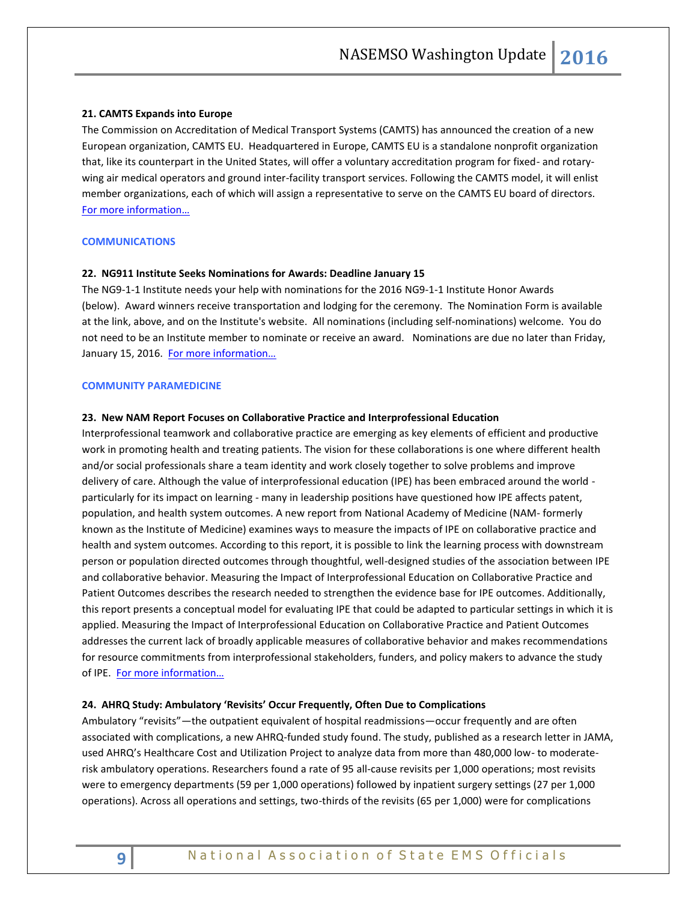**21. CAMTS Expands into Europe**

The Commission on Accreditation of Medical Transport Systems (CAMTS) has announced the creation of a new European organization, CAMTS EU. Headquartered in Europe, CAMTS EU is a standalone nonprofit organization that, like its counterpart in the United States, will offer a voluntary accreditation program for fixed- and rotary-wing air medical operators and ground inter-facility transport services. Following the CAMTS model, it will enlist member organizations, each of which will assign a representative to serve on the CAMTS EU board of directors. [For more information…]

## COMMUNICATIONS

**22. NG911 Institute Seeks Nominations for Awards: Deadline January 15**

The NG9-1-1 Institute needs your help with nominations for the 2016 NG9-1-1 Institute Honor Awards (below). Award winners receive transportation and lodging for the ceremony. The Nomination Form is available at the link, above, and on the Institute's website. All nominations (including self-nominations) welcome. You do not need to be an Institute member to nominate or receive an award. Nominations are due no later than Friday, January 15, 2016. [For more information…]

## COMMUNITY PARAMEDICINE

**23. New NAM Report Focuses on Collaborative Practice and Interprofessional Education**

Interprofessional teamwork and collaborative practice are emerging as key elements of efficient and productive work in promoting health and treating patients. The vision for these collaborations is one where different health and/or social professionals share a team identity and work closely together to solve problems and improve delivery of care. Although the value of interprofessional education (IPE) has been embraced around the world - particularly for its impact on learning - many in leadership positions have questioned how IPE affects patent, population, and health system outcomes. A new report from National Academy of Medicine (NAM- formerly known as the Institute of Medicine) examines ways to measure the impacts of IPE on collaborative practice and health and system outcomes. According to this report, it is possible to link the learning process with downstream person or population directed outcomes through thoughtful, well-designed studies of the association between IPE and collaborative behavior. Measuring the Impact of Interprofessional Education on Collaborative Practice and Patient Outcomes describes the research needed to strengthen the evidence base for IPE outcomes. Additionally, this report presents a conceptual model for evaluating IPE that could be adapted to particular settings in which it is applied. Measuring the Impact of Interprofessional Education on Collaborative Practice and Patient Outcomes addresses the current lack of broadly applicable measures of collaborative behavior and makes recommendations for resource commitments from interprofessional stakeholders, funders, and policy makers to advance the study of IPE. [For more information…]

**24. AHRQ Study: Ambulatory 'Revisits' Occur Frequently, Often Due to Complications**

Ambulatory "revisits"—the outpatient equivalent of hospital readmissions—occur frequently and are often associated with complications, a new AHRQ-funded study found. The study, published as a research letter in JAMA, used AHRQ's Healthcare Cost and Utilization Project to analyze data from more than 480,000 low- to moderate-risk ambulatory operations. Researchers found a rate of 95 all-cause revisits per 1,000 operations; most revisits were to emergency departments (59 per 1,000 operations) followed by inpatient surgery settings (27 per 1,000 operations). Across all operations and settings, two-thirds of the revisits (65 per 1,000) were for complications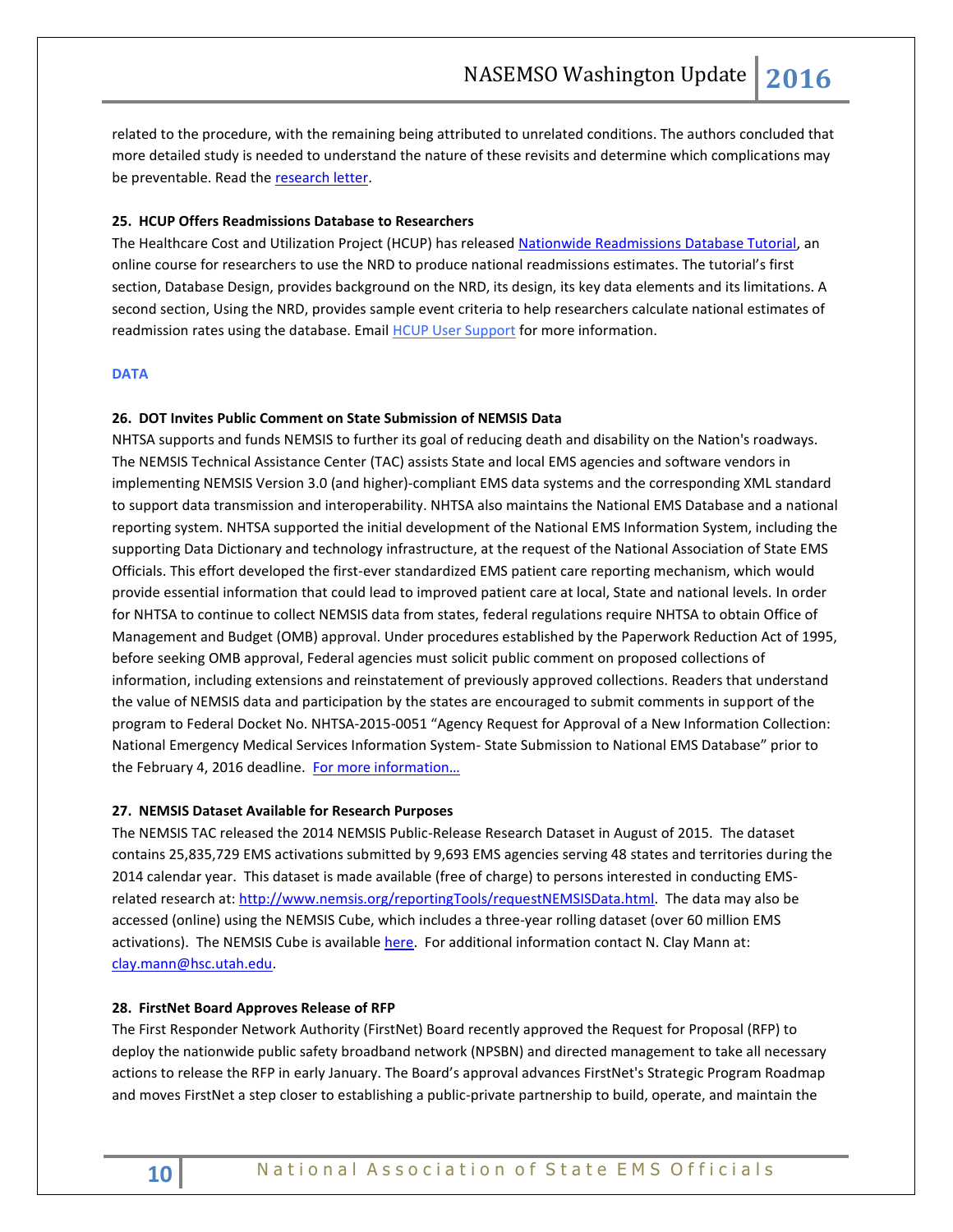related to the procedure, with the remaining being attributed to unrelated conditions. The authors concluded that more detailed study is needed to understand the nature of these revisits and determine which complications may be preventable. Read the research letter.

**25. HCUP Offers Readmissions Database to Researchers**

The Healthcare Cost and Utilization Project (HCUP) has released Nationwide Readmissions Database Tutorial, an online course for researchers to use the NRD to produce national readmissions estimates. The tutorial's first section, Database Design, provides background on the NRD, its design, its key data elements and its limitations. A second section, Using the NRD, provides sample event criteria to help researchers calculate national estimates of readmission rates using the database. Email HCUP User Support for more information.

## DATA

**26. DOT Invites Public Comment on State Submission of NEMSIS Data**

NHTSA supports and funds NEMSIS to further its goal of reducing death and disability on the Nation's roadways. The NEMSIS Technical Assistance Center (TAC) assists State and local EMS agencies and software vendors in implementing NEMSIS Version 3.0 (and higher)-compliant EMS data systems and the corresponding XML standard to support data transmission and interoperability. NHTSA also maintains the National EMS Database and a national reporting system. NHTSA supported the initial development of the National EMS Information System, including the supporting Data Dictionary and technology infrastructure, at the request of the National Association of State EMS Officials. This effort developed the first-ever standardized EMS patient care reporting mechanism, which would provide essential information that could lead to improved patient care at local, State and national levels. In order for NHTSA to continue to collect NEMSIS data from states, federal regulations require NHTSA to obtain Office of Management and Budget (OMB) approval. Under procedures established by the Paperwork Reduction Act of 1995, before seeking OMB approval, Federal agencies must solicit public comment on proposed collections of information, including extensions and reinstatement of previously approved collections. Readers that understand the value of NEMSIS data and participation by the states are encouraged to submit comments in support of the program to Federal Docket No. NHTSA-2015-0051 "Agency Request for Approval of a New Information Collection: National Emergency Medical Services Information System- State Submission to National EMS Database" prior to the February 4, 2016 deadline. For more information…

**27. NEMSIS Dataset Available for Research Purposes**

The NEMSIS TAC released the 2014 NEMSIS Public-Release Research Dataset in August of 2015. The dataset contains 25,835,729 EMS activations submitted by 9,693 EMS agencies serving 48 states and territories during the 2014 calendar year. This dataset is made available (free of charge) to persons interested in conducting EMS-related research at: http://www.nemsis.org/reportingTools/requestNEMSISData.html. The data may also be accessed (online) using the NEMSIS Cube, which includes a three-year rolling dataset (over 60 million EMS activations). The NEMSIS Cube is available here. For additional information contact N. Clay Mann at: clay.mann@hsc.utah.edu.

**28. FirstNet Board Approves Release of RFP**

The First Responder Network Authority (FirstNet) Board recently approved the Request for Proposal (RFP) to deploy the nationwide public safety broadband network (NPSBN) and directed management to take all necessary actions to release the RFP in early January. The Board's approval advances FirstNet's Strategic Program Roadmap and moves FirstNet a step closer to establishing a public-private partnership to build, operate, and maintain the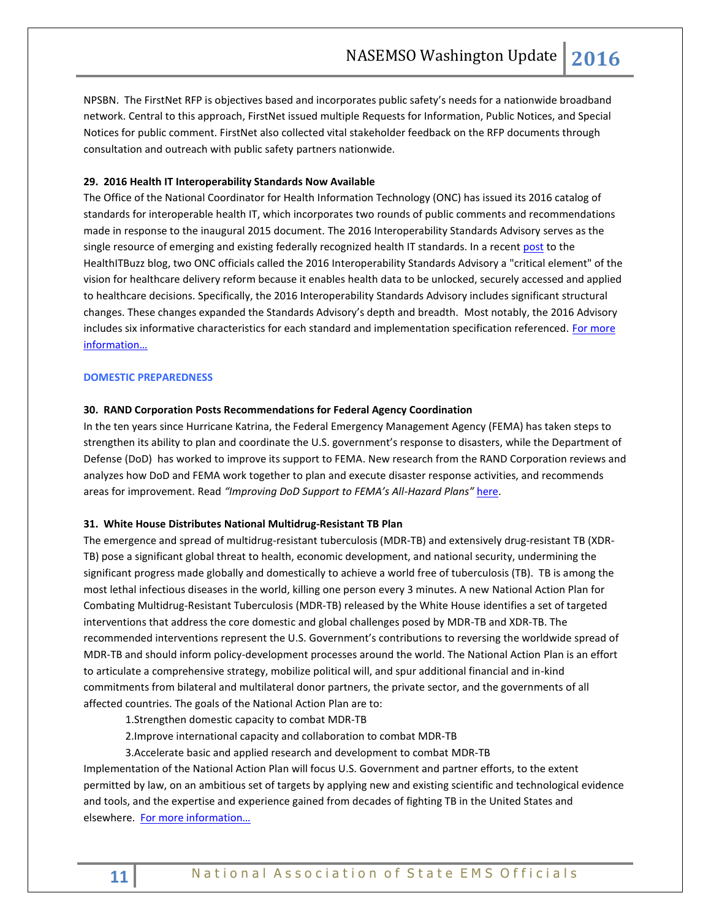NPSBN. The FirstNet RFP is objectives based and incorporates public safety's needs for a nationwide broadband network. Central to this approach, FirstNet issued multiple Requests for Information, Public Notices, and Special Notices for public comment. FirstNet also collected vital stakeholder feedback on the RFP documents through consultation and outreach with public safety partners nationwide.

**29. 2016 Health IT Interoperability Standards Now Available**

The Office of the National Coordinator for Health Information Technology (ONC) has issued its 2016 catalog of standards for interoperable health IT, which incorporates two rounds of public comments and recommendations made in response to the inaugural 2015 document. The 2016 Interoperability Standards Advisory serves as the single resource of emerging and existing federally recognized health IT standards. In a recent post to the HealthITBuzz blog, two ONC officials called the 2016 Interoperability Standards Advisory a "critical element" of the vision for healthcare delivery reform because it enables health data to be unlocked, securely accessed and applied to healthcare decisions. Specifically, the 2016 Interoperability Standards Advisory includes significant structural changes. These changes expanded the Standards Advisory's depth and breadth. Most notably, the 2016 Advisory includes six informative characteristics for each standard and implementation specification referenced. For more information…

## DOMESTIC PREPAREDNESS

**30. RAND Corporation Posts Recommendations for Federal Agency Coordination**

In the ten years since Hurricane Katrina, the Federal Emergency Management Agency (FEMA) has taken steps to strengthen its ability to plan and coordinate the U.S. government's response to disasters, while the Department of Defense (DoD) has worked to improve its support to FEMA. New research from the RAND Corporation reviews and analyzes how DoD and FEMA work together to plan and execute disaster response activities, and recommends areas for improvement. Read *"Improving DoD Support to FEMA's All-Hazard Plans"* here.

**31. White House Distributes National Multidrug-Resistant TB Plan**

The emergence and spread of multidrug-resistant tuberculosis (MDR-TB) and extensively drug-resistant TB (XDR-TB) pose a significant global threat to health, economic development, and national security, undermining the significant progress made globally and domestically to achieve a world free of tuberculosis (TB). TB is among the most lethal infectious diseases in the world, killing one person every 3 minutes. A new National Action Plan for Combating Multidrug-Resistant Tuberculosis (MDR-TB) released by the White House identifies a set of targeted interventions that address the core domestic and global challenges posed by MDR-TB and XDR-TB. The recommended interventions represent the U.S. Government's contributions to reversing the worldwide spread of MDR-TB and should inform policy-development processes around the world. The National Action Plan is an effort to articulate a comprehensive strategy, mobilize political will, and spur additional financial and in-kind commitments from bilateral and multilateral donor partners, the private sector, and the governments of all affected countries. The goals of the National Action Plan are to:

1. Strengthen domestic capacity to combat MDR-TB
2. Improve international capacity and collaboration to combat MDR-TB
3. Accelerate basic and applied research and development to combat MDR-TB

Implementation of the National Action Plan will focus U.S. Government and partner efforts, to the extent permitted by law, on an ambitious set of targets by applying new and existing scientific and technological evidence and tools, and the expertise and experience gained from decades of fighting TB in the United States and elsewhere. For more information…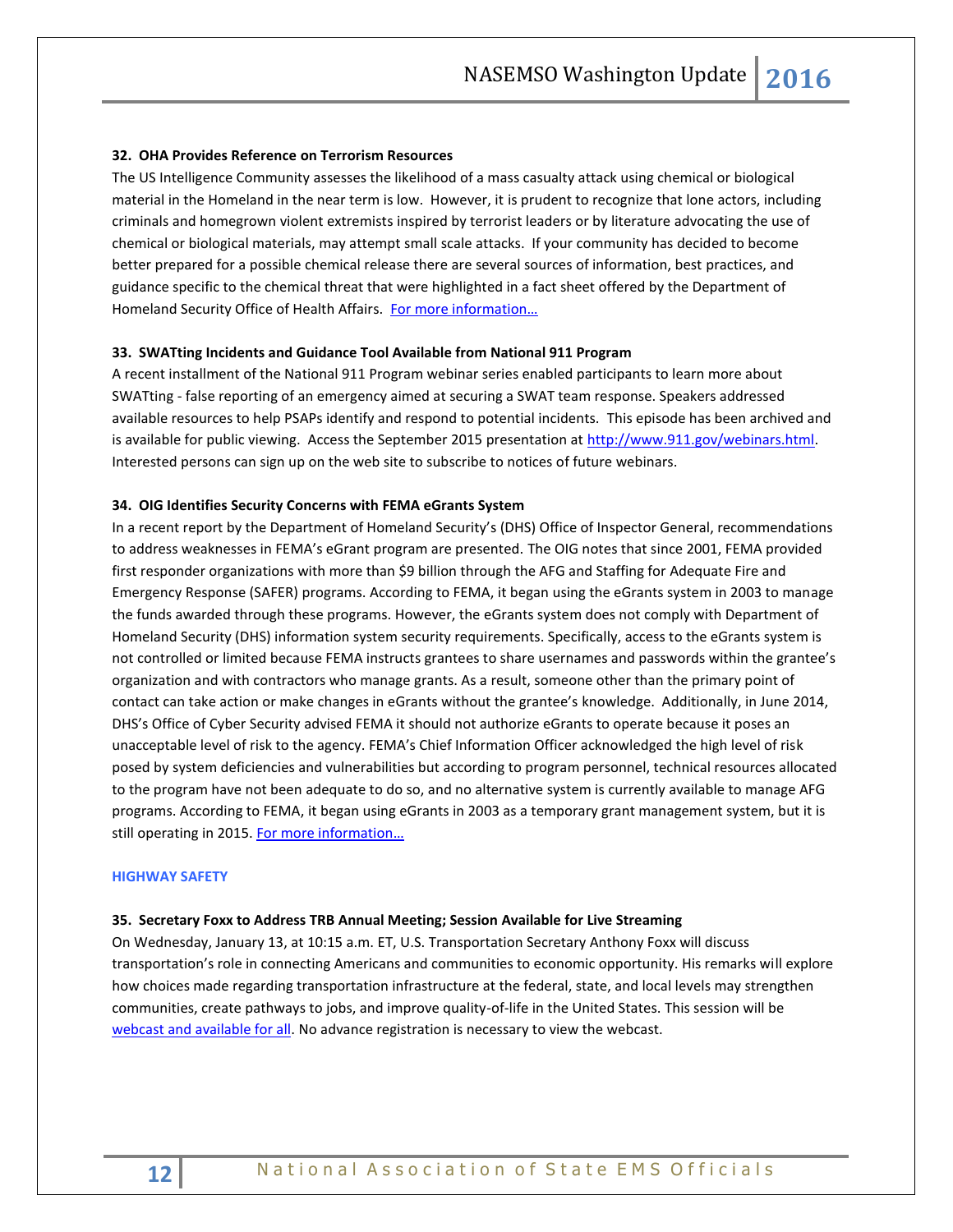### 32. OHA Provides Reference on Terrorism Resources

The US Intelligence Community assesses the likelihood of a mass casualty attack using chemical or biological material in the Homeland in the near term is low. However, it is prudent to recognize that lone actors, including criminals and homegrown violent extremists inspired by terrorist leaders or by literature advocating the use of chemical or biological materials, may attempt small scale attacks. If your community has decided to become better prepared for a possible chemical release there are several sources of information, best practices, and guidance specific to the chemical threat that were highlighted in a fact sheet offered by the Department of Homeland Security Office of Health Affairs. For more information…

### 33. SWATting Incidents and Guidance Tool Available from National 911 Program

A recent installment of the National 911 Program webinar series enabled participants to learn more about SWATting - false reporting of an emergency aimed at securing a SWAT team response. Speakers addressed available resources to help PSAPs identify and respond to potential incidents. This episode has been archived and is available for public viewing. Access the September 2015 presentation at http://www.911.gov/webinars.html. Interested persons can sign up on the web site to subscribe to notices of future webinars.

### 34. OIG Identifies Security Concerns with FEMA eGrants System

In a recent report by the Department of Homeland Security's (DHS) Office of Inspector General, recommendations to address weaknesses in FEMA's eGrant program are presented. The OIG notes that since 2001, FEMA provided first responder organizations with more than $9 billion through the AFG and Staffing for Adequate Fire and Emergency Response (SAFER) programs. According to FEMA, it began using the eGrants system in 2003 to manage the funds awarded through these programs. However, the eGrants system does not comply with Department of Homeland Security (DHS) information system security requirements. Specifically, access to the eGrants system is not controlled or limited because FEMA instructs grantees to share usernames and passwords within the grantee's organization and with contractors who manage grants. As a result, someone other than the primary point of contact can take action or make changes in eGrants without the grantee's knowledge. Additionally, in June 2014, DHS's Office of Cyber Security advised FEMA it should not authorize eGrants to operate because it poses an unacceptable level of risk to the agency. FEMA's Chief Information Officer acknowledged the high level of risk posed by system deficiencies and vulnerabilities but according to program personnel, technical resources allocated to the program have not been adequate to do so, and no alternative system is currently available to manage AFG programs. According to FEMA, it began using eGrants in 2003 as a temporary grant management system, but it is still operating in 2015. For more information…

## HIGHWAY SAFETY

### 35. Secretary Foxx to Address TRB Annual Meeting; Session Available for Live Streaming

On Wednesday, January 13, at 10:15 a.m. ET, U.S. Transportation Secretary Anthony Foxx will discuss transportation's role in connecting Americans and communities to economic opportunity. His remarks will explore how choices made regarding transportation infrastructure at the federal, state, and local levels may strengthen communities, create pathways to jobs, and improve quality-of-life in the United States. This session will be webcast and available for all. No advance registration is necessary to view the webcast.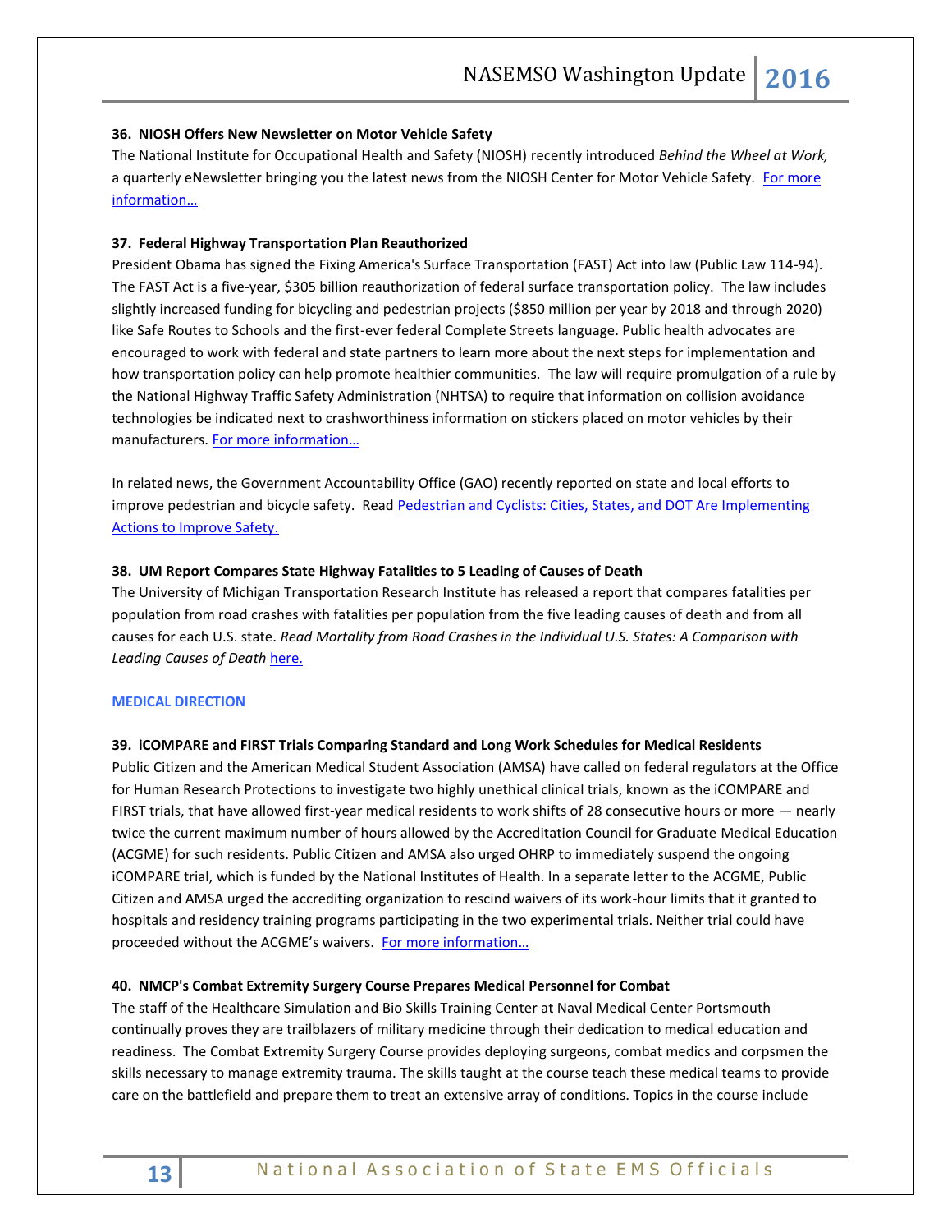**36. NIOSH Offers New Newsletter on Motor Vehicle Safety**

The National Institute for Occupational Health and Safety (NIOSH) recently introduced *Behind the Wheel at Work,* a quarterly eNewsletter bringing you the latest news from the NIOSH Center for Motor Vehicle Safety. For more information…

**37. Federal Highway Transportation Plan Reauthorized**

President Obama has signed the Fixing America's Surface Transportation (FAST) Act into law (Public Law 114-94). The FAST Act is a five-year, $305 billion reauthorization of federal surface transportation policy. The law includes slightly increased funding for bicycling and pedestrian projects ($850 million per year by 2018 and through 2020) like Safe Routes to Schools and the first-ever federal Complete Streets language. Public health advocates are encouraged to work with federal and state partners to learn more about the next steps for implementation and how transportation policy can help promote healthier communities. The law will require promulgation of a rule by the National Highway Traffic Safety Administration (NHTSA) to require that information on collision avoidance technologies be indicated next to crashworthiness information on stickers placed on motor vehicles by their manufacturers. For more information…

In related news, the Government Accountability Office (GAO) recently reported on state and local efforts to improve pedestrian and bicycle safety. Read Pedestrian and Cyclists: Cities, States, and DOT Are Implementing Actions to Improve Safety.

**38. UM Report Compares State Highway Fatalities to 5 Leading of Causes of Death**

The University of Michigan Transportation Research Institute has released a report that compares fatalities per population from road crashes with fatalities per population from the five leading causes of death and from all causes for each U.S. state. *Read Mortality from Road Crashes in the Individual U.S. States: A Comparison with Leading Causes of Death* here.

## MEDICAL DIRECTION

**39. iCOMPARE and FIRST Trials Comparing Standard and Long Work Schedules for Medical Residents**

Public Citizen and the American Medical Student Association (AMSA) have called on federal regulators at the Office for Human Research Protections to investigate two highly unethical clinical trials, known as the iCOMPARE and FIRST trials, that have allowed first-year medical residents to work shifts of 28 consecutive hours or more — nearly twice the current maximum number of hours allowed by the Accreditation Council for Graduate Medical Education (ACGME) for such residents. Public Citizen and AMSA also urged OHRP to immediately suspend the ongoing iCOMPARE trial, which is funded by the National Institutes of Health. In a separate letter to the ACGME, Public Citizen and AMSA urged the accrediting organization to rescind waivers of its work-hour limits that it granted to hospitals and residency training programs participating in the two experimental trials. Neither trial could have proceeded without the ACGME's waivers. For more information…

**40. NMCP's Combat Extremity Surgery Course Prepares Medical Personnel for Combat**

The staff of the Healthcare Simulation and Bio Skills Training Center at Naval Medical Center Portsmouth continually proves they are trailblazers of military medicine through their dedication to medical education and readiness. The Combat Extremity Surgery Course provides deploying surgeons, combat medics and corpsmen the skills necessary to manage extremity trauma. The skills taught at the course teach these medical teams to provide care on the battlefield and prepare them to treat an extensive array of conditions. Topics in the course include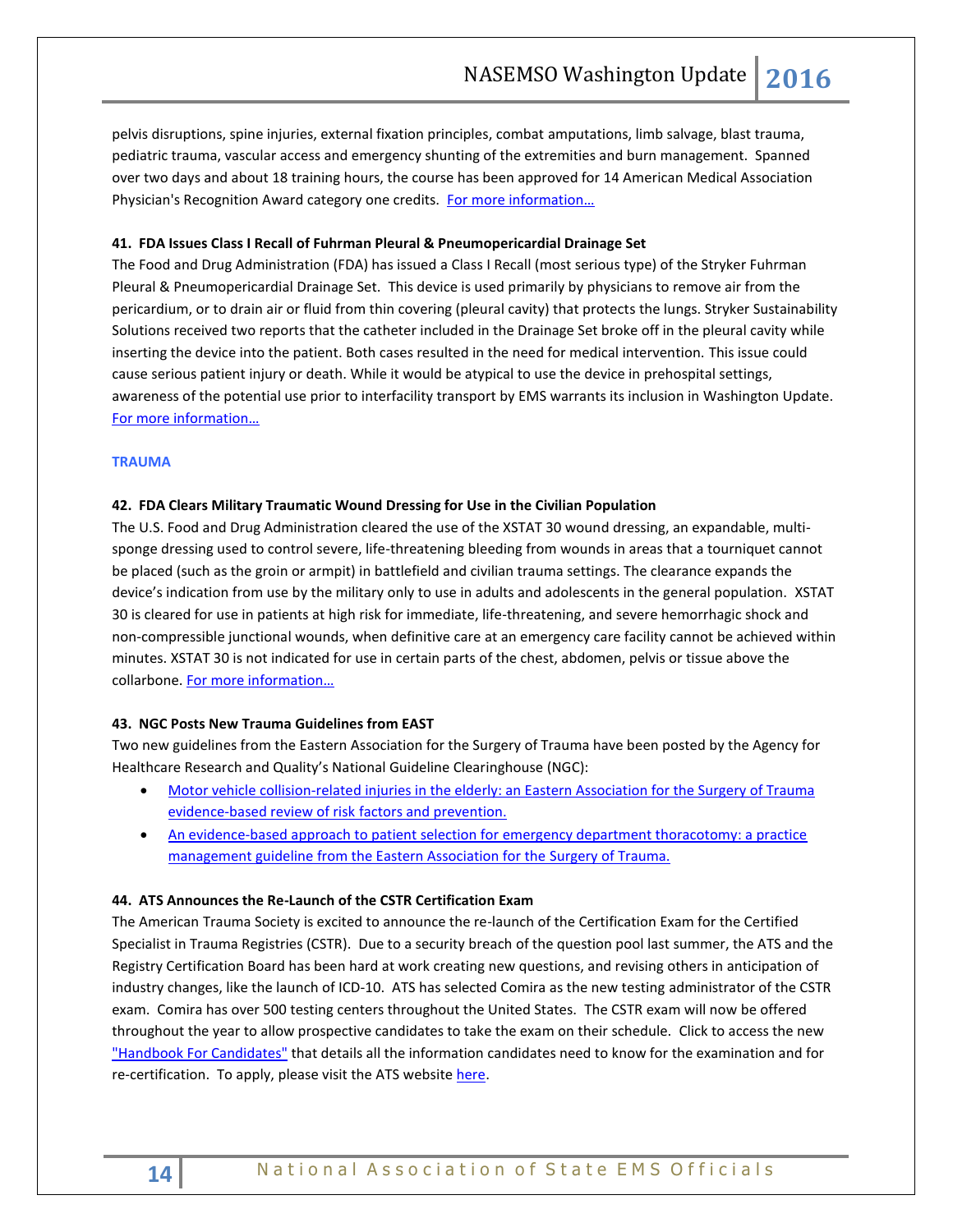pelvis disruptions, spine injuries, external fixation principles, combat amputations, limb salvage, blast trauma, pediatric trauma, vascular access and emergency shunting of the extremities and burn management. Spanned over two days and about 18 training hours, the course has been approved for 14 American Medical Association Physician's Recognition Award category one credits. [For more information…]

**41. FDA Issues Class I Recall of Fuhrman Pleural & Pneumopericardial Drainage Set**

The Food and Drug Administration (FDA) has issued a Class I Recall (most serious type) of the Stryker Fuhrman Pleural & Pneumopericardial Drainage Set. This device is used primarily by physicians to remove air from the pericardium, or to drain air or fluid from thin covering (pleural cavity) that protects the lungs. Stryker Sustainability Solutions received two reports that the catheter included in the Drainage Set broke off in the pleural cavity while inserting the device into the patient. Both cases resulted in the need for medical intervention. This issue could cause serious patient injury or death. While it would be atypical to use the device in prehospital settings, awareness of the potential use prior to interfacility transport by EMS warrants its inclusion in Washington Update. [For more information…]

## TRAUMA

**42. FDA Clears Military Traumatic Wound Dressing for Use in the Civilian Population**

The U.S. Food and Drug Administration cleared the use of the XSTAT 30 wound dressing, an expandable, multi-sponge dressing used to control severe, life-threatening bleeding from wounds in areas that a tourniquet cannot be placed (such as the groin or armpit) in battlefield and civilian trauma settings. The clearance expands the device's indication from use by the military only to use in adults and adolescents in the general population. XSTAT 30 is cleared for use in patients at high risk for immediate, life-threatening, and severe hemorrhagic shock and non-compressible junctional wounds, when definitive care at an emergency care facility cannot be achieved within minutes. XSTAT 30 is not indicated for use in certain parts of the chest, abdomen, pelvis or tissue above the collarbone. [For more information…]

**43. NGC Posts New Trauma Guidelines from EAST**

Two new guidelines from the Eastern Association for the Surgery of Trauma have been posted by the Agency for Healthcare Research and Quality's National Guideline Clearinghouse (NGC):

- [Motor vehicle collision-related injuries in the elderly: an Eastern Association for the Surgery of Trauma evidence-based review of risk factors and prevention.]
- [An evidence-based approach to patient selection for emergency department thoracotomy: a practice management guideline from the Eastern Association for the Surgery of Trauma.]

**44. ATS Announces the Re-Launch of the CSTR Certification Exam**

The American Trauma Society is excited to announce the re-launch of the Certification Exam for the Certified Specialist in Trauma Registries (CSTR). Due to a security breach of the question pool last summer, the ATS and the Registry Certification Board has been hard at work creating new questions, and revising others in anticipation of industry changes, like the launch of ICD-10. ATS has selected Comira as the new testing administrator of the CSTR exam. Comira has over 500 testing centers throughout the United States. The CSTR exam will now be offered throughout the year to allow prospective candidates to take the exam on their schedule. Click to access the new ["Handbook For Candidates"] that details all the information candidates need to know for the examination and for re-certification. To apply, please visit the ATS website [here].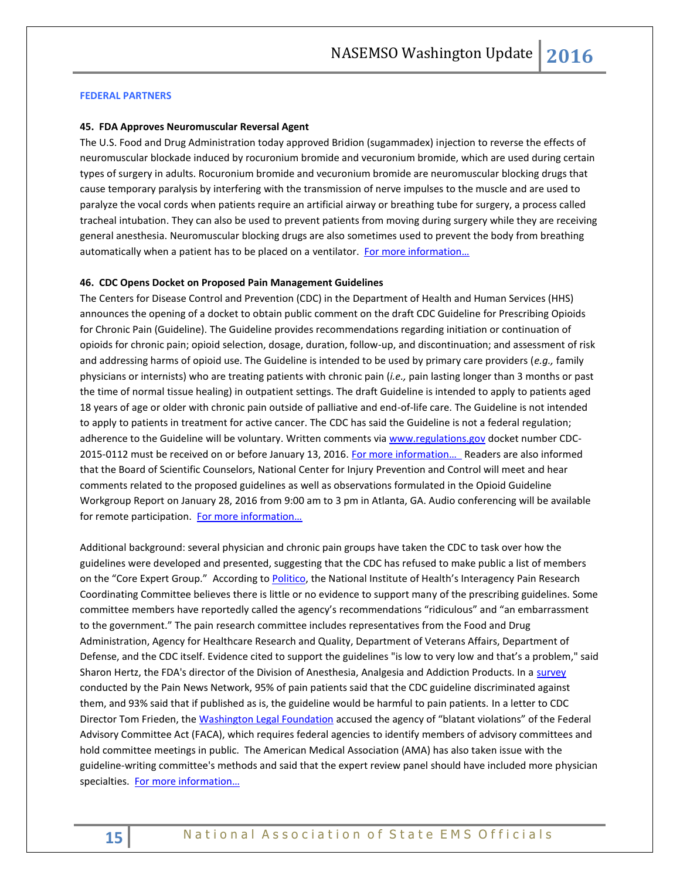**FEDERAL PARTNERS**

**45. FDA Approves Neuromuscular Reversal Agent**

The U.S. Food and Drug Administration today approved Bridion (sugammadex) injection to reverse the effects of neuromuscular blockade induced by rocuronium bromide and vecuronium bromide, which are used during certain types of surgery in adults. Rocuronium bromide and vecuronium bromide are neuromuscular blocking drugs that cause temporary paralysis by interfering with the transmission of nerve impulses to the muscle and are used to paralyze the vocal cords when patients require an artificial airway or breathing tube for surgery, a process called tracheal intubation. They can also be used to prevent patients from moving during surgery while they are receiving general anesthesia. Neuromuscular blocking drugs are also sometimes used to prevent the body from breathing automatically when a patient has to be placed on a ventilator. For more information…

**46. CDC Opens Docket on Proposed Pain Management Guidelines**

The Centers for Disease Control and Prevention (CDC) in the Department of Health and Human Services (HHS) announces the opening of a docket to obtain public comment on the draft CDC Guideline for Prescribing Opioids for Chronic Pain (Guideline). The Guideline provides recommendations regarding initiation or continuation of opioids for chronic pain; opioid selection, dosage, duration, follow-up, and discontinuation; and assessment of risk and addressing harms of opioid use. The Guideline is intended to be used by primary care providers (*e.g.,* family physicians or internists) who are treating patients with chronic pain (*i.e.,* pain lasting longer than 3 months or past the time of normal tissue healing) in outpatient settings. The draft Guideline is intended to apply to patients aged 18 years of age or older with chronic pain outside of palliative and end-of-life care. The Guideline is not intended to apply to patients in treatment for active cancer. The CDC has said the Guideline is not a federal regulation; adherence to the Guideline will be voluntary. Written comments via www.regulations.gov docket number CDC-2015-0112 must be received on or before January 13, 2016. For more information… Readers are also informed that the Board of Scientific Counselors, National Center for Injury Prevention and Control will meet and hear comments related to the proposed guidelines as well as observations formulated in the Opioid Guideline Workgroup Report on January 28, 2016 from 9:00 am to 3 pm in Atlanta, GA. Audio conferencing will be available for remote participation. For more information…

Additional background: several physician and chronic pain groups have taken the CDC to task over how the guidelines were developed and presented, suggesting that the CDC has refused to make public a list of members on the "Core Expert Group." According to Politico, the National Institute of Health's Interagency Pain Research Coordinating Committee believes there is little or no evidence to support many of the prescribing guidelines. Some committee members have reportedly called the agency's recommendations "ridiculous" and "an embarrassment to the government." The pain research committee includes representatives from the Food and Drug Administration, Agency for Healthcare Research and Quality, Department of Veterans Affairs, Department of Defense, and the CDC itself. Evidence cited to support the guidelines "is low to very low and that's a problem," said Sharon Hertz, the FDA's director of the Division of Anesthesia, Analgesia and Addiction Products. In a survey conducted by the Pain News Network, 95% of pain patients said that the CDC guideline discriminated against them, and 93% said that if published as is, the guideline would be harmful to pain patients. In a letter to CDC Director Tom Frieden, the Washington Legal Foundation accused the agency of "blatant violations" of the Federal Advisory Committee Act (FACA), which requires federal agencies to identify members of advisory committees and hold committee meetings in public. The American Medical Association (AMA) has also taken issue with the guideline-writing committee's methods and said that the expert review panel should have included more physician specialties. For more information…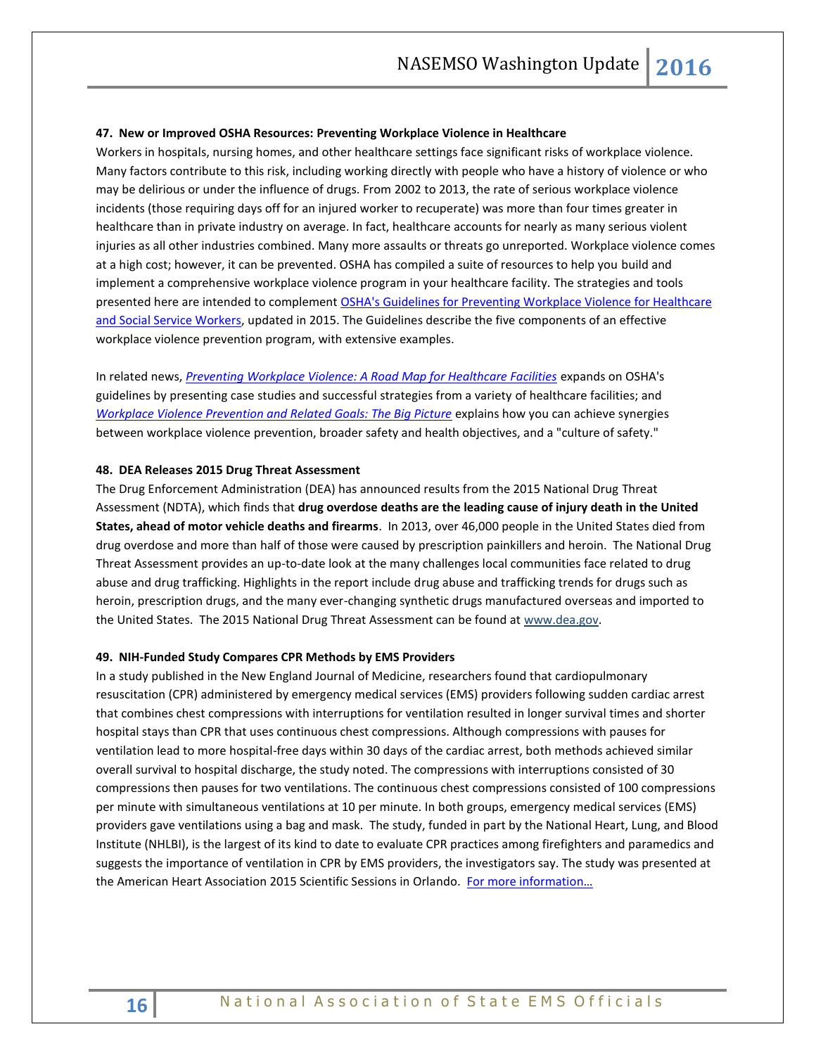### 47. New or Improved OSHA Resources: Preventing Workplace Violence in Healthcare

Workers in hospitals, nursing homes, and other healthcare settings face significant risks of workplace violence. Many factors contribute to this risk, including working directly with people who have a history of violence or who may be delirious or under the influence of drugs. From 2002 to 2013, the rate of serious workplace violence incidents (those requiring days off for an injured worker to recuperate) was more than four times greater in healthcare than in private industry on average. In fact, healthcare accounts for nearly as many serious violent injuries as all other industries combined. Many more assaults or threats go unreported. Workplace violence comes at a high cost; however, it can be prevented. OSHA has compiled a suite of resources to help you build and implement a comprehensive workplace violence program in your healthcare facility. The strategies and tools presented here are intended to complement OSHA's Guidelines for Preventing Workplace Violence for Healthcare and Social Service Workers, updated in 2015. The Guidelines describe the five components of an effective workplace violence prevention program, with extensive examples.

In related news, *Preventing Workplace Violence: A Road Map for Healthcare Facilities* expands on OSHA's guidelines by presenting case studies and successful strategies from a variety of healthcare facilities; and *Workplace Violence Prevention and Related Goals: The Big Picture* explains how you can achieve synergies between workplace violence prevention, broader safety and health objectives, and a "culture of safety."

### 48. DEA Releases 2015 Drug Threat Assessment

The Drug Enforcement Administration (DEA) has announced results from the 2015 National Drug Threat Assessment (NDTA), which finds that **drug overdose deaths are the leading cause of injury death in the United States, ahead of motor vehicle deaths and firearms**. In 2013, over 46,000 people in the United States died from drug overdose and more than half of those were caused by prescription painkillers and heroin. The National Drug Threat Assessment provides an up-to-date look at the many challenges local communities face related to drug abuse and drug trafficking. Highlights in the report include drug abuse and trafficking trends for drugs such as heroin, prescription drugs, and the many ever-changing synthetic drugs manufactured overseas and imported to the United States. The 2015 National Drug Threat Assessment can be found at www.dea.gov.

### 49. NIH-Funded Study Compares CPR Methods by EMS Providers

In a study published in the New England Journal of Medicine, researchers found that cardiopulmonary resuscitation (CPR) administered by emergency medical services (EMS) providers following sudden cardiac arrest that combines chest compressions with interruptions for ventilation resulted in longer survival times and shorter hospital stays than CPR that uses continuous chest compressions. Although compressions with pauses for ventilation lead to more hospital-free days within 30 days of the cardiac arrest, both methods achieved similar overall survival to hospital discharge, the study noted. The compressions with interruptions consisted of 30 compressions then pauses for two ventilations. The continuous chest compressions consisted of 100 compressions per minute with simultaneous ventilations at 10 per minute. In both groups, emergency medical services (EMS) providers gave ventilations using a bag and mask. The study, funded in part by the National Heart, Lung, and Blood Institute (NHLBI), is the largest of its kind to date to evaluate CPR practices among firefighters and paramedics and suggests the importance of ventilation in CPR by EMS providers, the investigators say. The study was presented at the American Heart Association 2015 Scientific Sessions in Orlando. For more information…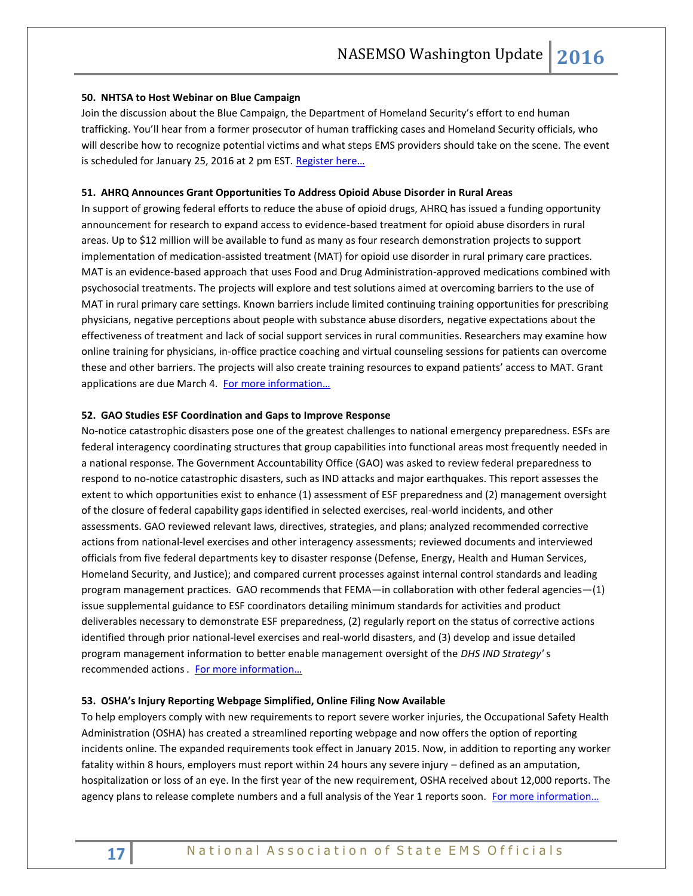**50. NHTSA to Host Webinar on Blue Campaign**

Join the discussion about the Blue Campaign, the Department of Homeland Security's effort to end human trafficking. You'll hear from a former prosecutor of human trafficking cases and Homeland Security officials, who will describe how to recognize potential victims and what steps EMS providers should take on the scene. The event is scheduled for January 25, 2016 at 2 pm EST. Register here…

**51. AHRQ Announces Grant Opportunities To Address Opioid Abuse Disorder in Rural Areas**

In support of growing federal efforts to reduce the abuse of opioid drugs, AHRQ has issued a funding opportunity announcement for research to expand access to evidence-based treatment for opioid abuse disorders in rural areas. Up to $12 million will be available to fund as many as four research demonstration projects to support implementation of medication-assisted treatment (MAT) for opioid use disorder in rural primary care practices. MAT is an evidence-based approach that uses Food and Drug Administration-approved medications combined with psychosocial treatments. The projects will explore and test solutions aimed at overcoming barriers to the use of MAT in rural primary care settings. Known barriers include limited continuing training opportunities for prescribing physicians, negative perceptions about people with substance abuse disorders, negative expectations about the effectiveness of treatment and lack of social support services in rural communities. Researchers may examine how online training for physicians, in-office practice coaching and virtual counseling sessions for patients can overcome these and other barriers. The projects will also create training resources to expand patients' access to MAT. Grant applications are due March 4. For more information…

**52. GAO Studies ESF Coordination and Gaps to Improve Response**

No-notice catastrophic disasters pose one of the greatest challenges to national emergency preparedness. ESFs are federal interagency coordinating structures that group capabilities into functional areas most frequently needed in a national response. The Government Accountability Office (GAO) was asked to review federal preparedness to respond to no-notice catastrophic disasters, such as IND attacks and major earthquakes. This report assesses the extent to which opportunities exist to enhance (1) assessment of ESF preparedness and (2) management oversight of the closure of federal capability gaps identified in selected exercises, real-world incidents, and other assessments. GAO reviewed relevant laws, directives, strategies, and plans; analyzed recommended corrective actions from national-level exercises and other interagency assessments; reviewed documents and interviewed officials from five federal departments key to disaster response (Defense, Energy, Health and Human Services, Homeland Security, and Justice); and compared current processes against internal control standards and leading program management practices. GAO recommends that FEMA—in collaboration with other federal agencies—(1) issue supplemental guidance to ESF coordinators detailing minimum standards for activities and product deliverables necessary to demonstrate ESF preparedness, (2) regularly report on the status of corrective actions identified through prior national-level exercises and real-world disasters, and (3) develop and issue detailed program management information to better enable management oversight of the *DHS IND Strategy*' s recommended actions . For more information…

**53. OSHA's Injury Reporting Webpage Simplified, Online Filing Now Available**

To help employers comply with new requirements to report severe worker injuries, the Occupational Safety Health Administration (OSHA) has created a streamlined reporting webpage and now offers the option of reporting incidents online. The expanded requirements took effect in January 2015. Now, in addition to reporting any worker fatality within 8 hours, employers must report within 24 hours any severe injury – defined as an amputation, hospitalization or loss of an eye. In the first year of the new requirement, OSHA received about 12,000 reports. The agency plans to release complete numbers and a full analysis of the Year 1 reports soon. For more information…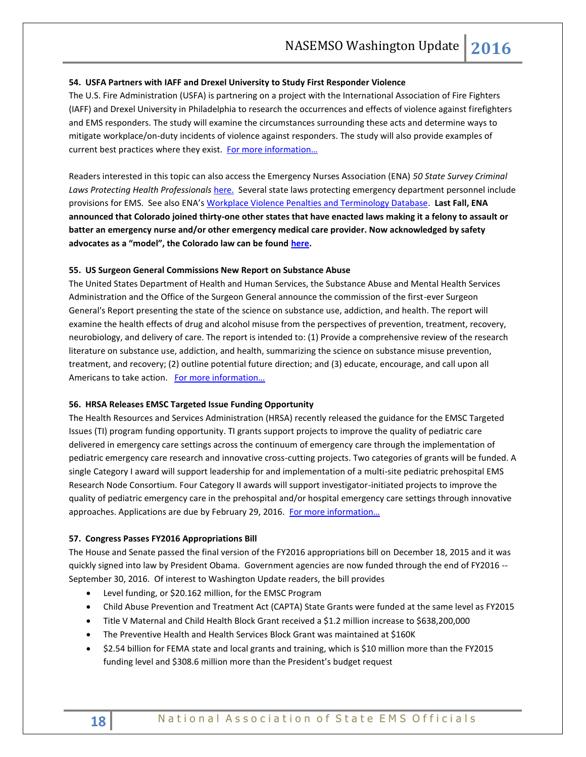**54. USFA Partners with IAFF and Drexel University to Study First Responder Violence**

The U.S. Fire Administration (USFA) is partnering on a project with the International Association of Fire Fighters (IAFF) and Drexel University in Philadelphia to research the occurrences and effects of violence against firefighters and EMS responders. The study will examine the circumstances surrounding these acts and determine ways to mitigate workplace/on-duty incidents of violence against responders. The study will also provide examples of current best practices where they exist. For more information…

Readers interested in this topic can also access the Emergency Nurses Association (ENA) *50 State Survey Criminal Laws Protecting Health Professionals* here. Several state laws protecting emergency department personnel include provisions for EMS. See also ENA's Workplace Violence Penalties and Terminology Database. **Last Fall, ENA announced that Colorado joined thirty-one other states that have enacted laws making it a felony to assault or batter an emergency nurse and/or other emergency medical care provider. Now acknowledged by safety advocates as a "model", the Colorado law can be found here.**

**55. US Surgeon General Commissions New Report on Substance Abuse**

The United States Department of Health and Human Services, the Substance Abuse and Mental Health Services Administration and the Office of the Surgeon General announce the commission of the first-ever Surgeon General's Report presenting the state of the science on substance use, addiction, and health. The report will examine the health effects of drug and alcohol misuse from the perspectives of prevention, treatment, recovery, neurobiology, and delivery of care. The report is intended to: (1) Provide a comprehensive review of the research literature on substance use, addiction, and health, summarizing the science on substance misuse prevention, treatment, and recovery; (2) outline potential future direction; and (3) educate, encourage, and call upon all Americans to take action. For more information…

**56. HRSA Releases EMSC Targeted Issue Funding Opportunity**

The Health Resources and Services Administration (HRSA) recently released the guidance for the EMSC Targeted Issues (TI) program funding opportunity. TI grants support projects to improve the quality of pediatric care delivered in emergency care settings across the continuum of emergency care through the implementation of pediatric emergency care research and innovative cross-cutting projects. Two categories of grants will be funded. A single Category I award will support leadership for and implementation of a multi-site pediatric prehospital EMS Research Node Consortium. Four Category II awards will support investigator-initiated projects to improve the quality of pediatric emergency care in the prehospital and/or hospital emergency care settings through innovative approaches. Applications are due by February 29, 2016. For more information…

**57. Congress Passes FY2016 Appropriations Bill**

The House and Senate passed the final version of the FY2016 appropriations bill on December 18, 2015 and it was quickly signed into law by President Obama. Government agencies are now funded through the end of FY2016 -- September 30, 2016. Of interest to Washington Update readers, the bill provides

- Level funding, or $20.162 million, for the EMSC Program
- Child Abuse Prevention and Treatment Act (CAPTA) State Grants were funded at the same level as FY2015
- Title V Maternal and Child Health Block Grant received a $1.2 million increase to $638,200,000
- The Preventive Health and Health Services Block Grant was maintained at $160K
- $2.54 billion for FEMA state and local grants and training, which is $10 million more than the FY2015 funding level and $308.6 million more than the President's budget request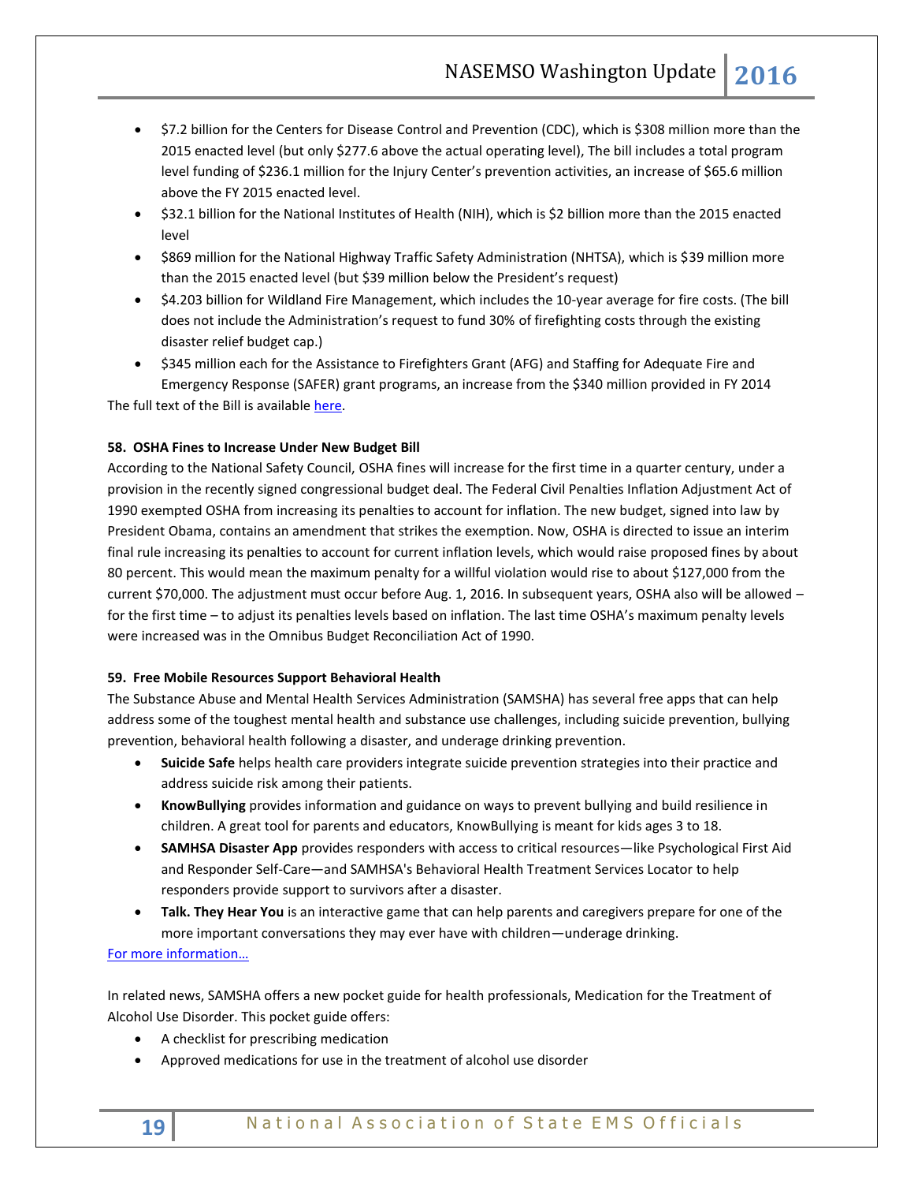- $7.2 billion for the Centers for Disease Control and Prevention (CDC), which is $308 million more than the 2015 enacted level (but only $277.6 above the actual operating level), The bill includes a total program level funding of $236.1 million for the Injury Center's prevention activities, an increase of $65.6 million above the FY 2015 enacted level.
- $32.1 billion for the National Institutes of Health (NIH), which is $2 billion more than the 2015 enacted level
- $869 million for the National Highway Traffic Safety Administration (NHTSA), which is $39 million more than the 2015 enacted level (but $39 million below the President's request)
- $4.203 billion for Wildland Fire Management, which includes the 10-year average for fire costs. (The bill does not include the Administration's request to fund 30% of firefighting costs through the existing disaster relief budget cap.)
- $345 million each for the Assistance to Firefighters Grant (AFG) and Staffing for Adequate Fire and Emergency Response (SAFER) grant programs, an increase from the $340 million provided in FY 2014

The full text of the Bill is available here.

**58. OSHA Fines to Increase Under New Budget Bill**

According to the National Safety Council, OSHA fines will increase for the first time in a quarter century, under a provision in the recently signed congressional budget deal. The Federal Civil Penalties Inflation Adjustment Act of 1990 exempted OSHA from increasing its penalties to account for inflation. The new budget, signed into law by President Obama, contains an amendment that strikes the exemption. Now, OSHA is directed to issue an interim final rule increasing its penalties to account for current inflation levels, which would raise proposed fines by about 80 percent. This would mean the maximum penalty for a willful violation would rise to about $127,000 from the current $70,000. The adjustment must occur before Aug. 1, 2016. In subsequent years, OSHA also will be allowed – for the first time – to adjust its penalties levels based on inflation. The last time OSHA's maximum penalty levels were increased was in the Omnibus Budget Reconciliation Act of 1990.

**59. Free Mobile Resources Support Behavioral Health**

The Substance Abuse and Mental Health Services Administration (SAMSHA) has several free apps that can help address some of the toughest mental health and substance use challenges, including suicide prevention, bullying prevention, behavioral health following a disaster, and underage drinking prevention.

- **Suicide Safe** helps health care providers integrate suicide prevention strategies into their practice and address suicide risk among their patients.
- **KnowBullying** provides information and guidance on ways to prevent bullying and build resilience in children. A great tool for parents and educators, KnowBullying is meant for kids ages 3 to 18.
- **SAMHSA Disaster App** provides responders with access to critical resources—like Psychological First Aid and Responder Self-Care—and SAMHSA's Behavioral Health Treatment Services Locator to help responders provide support to survivors after a disaster.
- **Talk. They Hear You** is an interactive game that can help parents and caregivers prepare for one of the more important conversations they may ever have with children—underage drinking.

For more information…

In related news, SAMSHA offers a new pocket guide for health professionals, Medication for the Treatment of Alcohol Use Disorder. This pocket guide offers:

- A checklist for prescribing medication
- Approved medications for use in the treatment of alcohol use disorder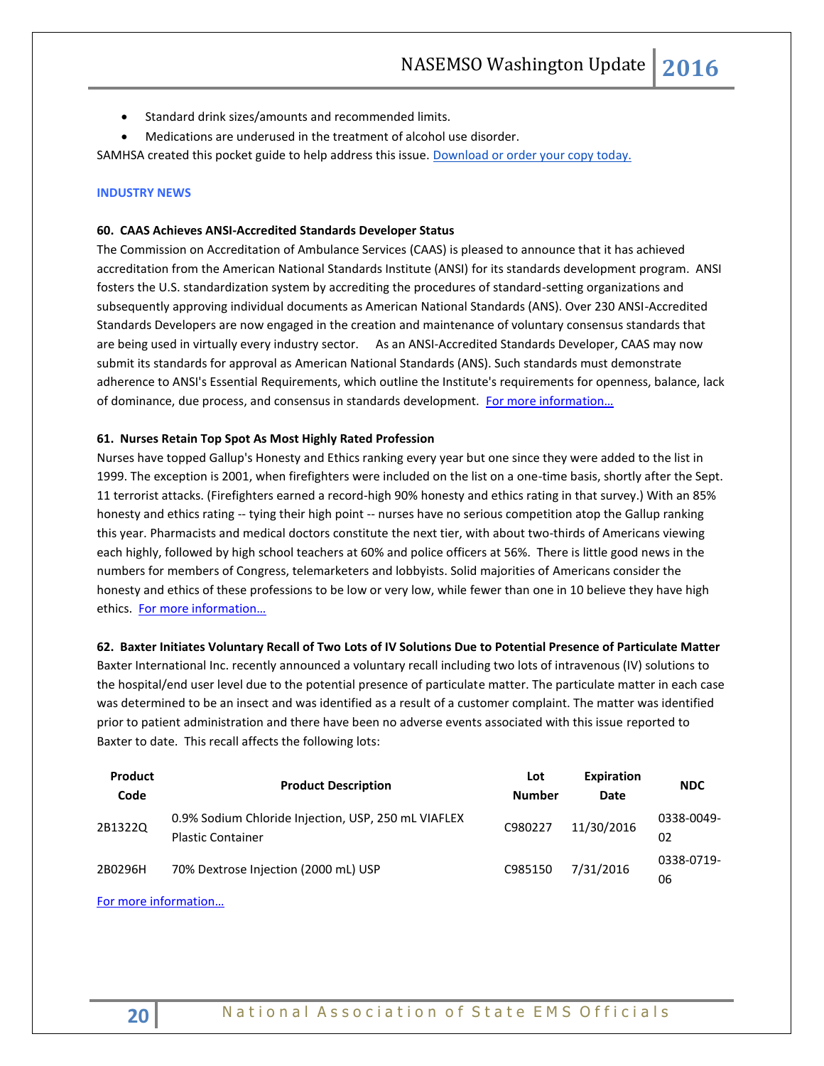- Standard drink sizes/amounts and recommended limits.
- Medications are underused in the treatment of alcohol use disorder.

SAMHSA created this pocket guide to help address this issue. [Download or order your copy today.]()

### INDUSTRY NEWS

#### 60. CAAS Achieves ANSI-Accredited Standards Developer Status

The Commission on Accreditation of Ambulance Services (CAAS) is pleased to announce that it has achieved accreditation from the American National Standards Institute (ANSI) for its standards development program. ANSI fosters the U.S. standardization system by accrediting the procedures of standard-setting organizations and subsequently approving individual documents as American National Standards (ANS). Over 230 ANSI-Accredited Standards Developers are now engaged in the creation and maintenance of voluntary consensus standards that are being used in virtually every industry sector. As an ANSI-Accredited Standards Developer, CAAS may now submit its standards for approval as American National Standards (ANS). Such standards must demonstrate adherence to ANSI's Essential Requirements, which outline the Institute's requirements for openness, balance, lack of dominance, due process, and consensus in standards development. [For more information…]()

#### 61. Nurses Retain Top Spot As Most Highly Rated Profession

Nurses have topped Gallup's Honesty and Ethics ranking every year but one since they were added to the list in 1999. The exception is 2001, when firefighters were included on the list on a one-time basis, shortly after the Sept. 11 terrorist attacks. (Firefighters earned a record-high 90% honesty and ethics rating in that survey.) With an 85% honesty and ethics rating -- tying their high point -- nurses have no serious competition atop the Gallup ranking this year. Pharmacists and medical doctors constitute the next tier, with about two-thirds of Americans viewing each highly, followed by high school teachers at 60% and police officers at 56%. There is little good news in the numbers for members of Congress, telemarketers and lobbyists. Solid majorities of Americans consider the honesty and ethics of these professions to be low or very low, while fewer than one in 10 believe they have high ethics. [For more information…]()

#### 62. Baxter Initiates Voluntary Recall of Two Lots of IV Solutions Due to Potential Presence of Particulate Matter

Baxter International Inc. recently announced a voluntary recall including two lots of intravenous (IV) solutions to the hospital/end user level due to the potential presence of particulate matter. The particulate matter in each case was determined to be an insect and was identified as a result of a customer complaint. The matter was identified prior to patient administration and there have been no adverse events associated with this issue reported to Baxter to date. This recall affects the following lots:

| Product Code | Product Description | Lot Number | Expiration Date | NDC |
|---|---|---|---|---|
| 2B1322Q | 0.9% Sodium Chloride Injection, USP, 250 mL VIAFLEX Plastic Container | C980227 | 11/30/2016 | 0338-0049-02 |
| 2B0296H | 70% Dextrose Injection (2000 mL) USP | C985150 | 7/31/2016 | 0338-0719-06 |

[For more information…]()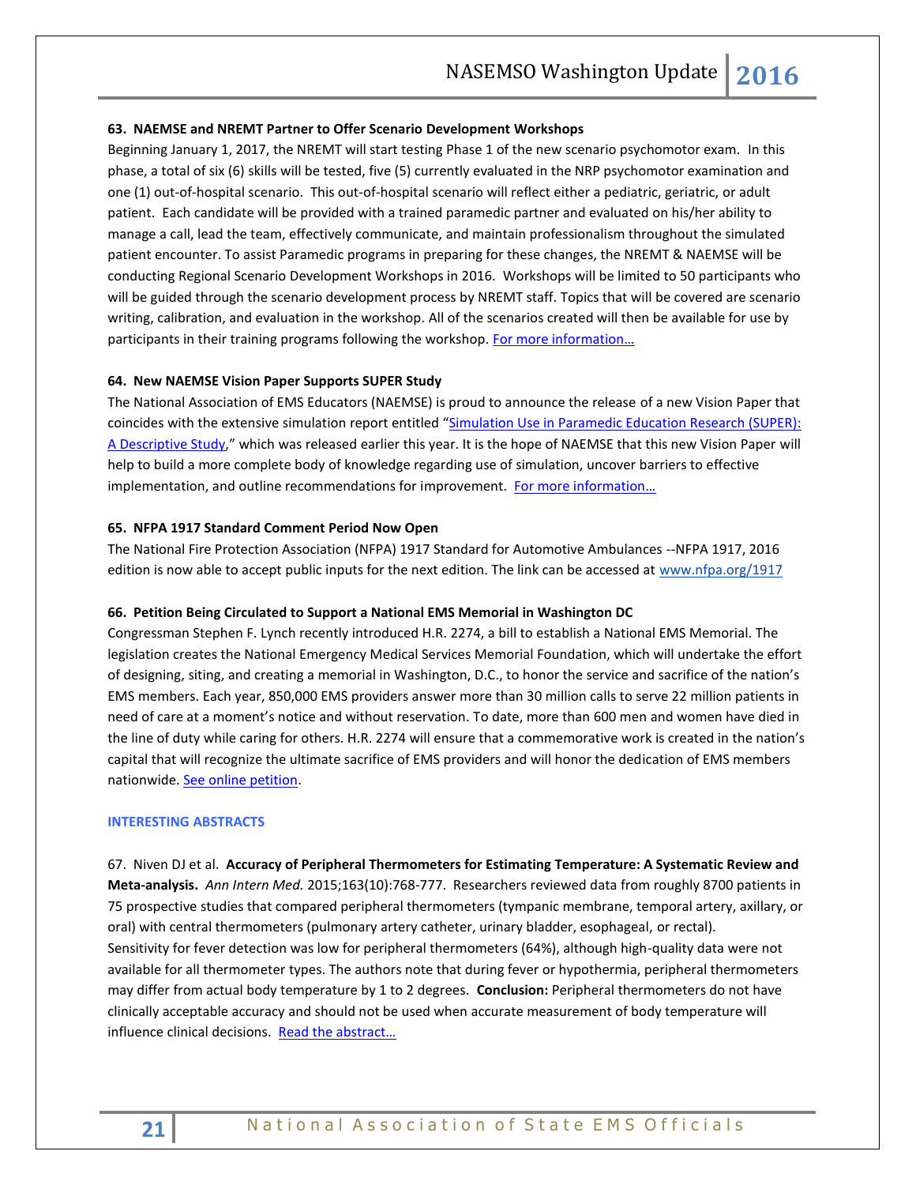**63. NAEMSE and NREMT Partner to Offer Scenario Development Workshops**

Beginning January 1, 2017, the NREMT will start testing Phase 1 of the new scenario psychomotor exam. In this phase, a total of six (6) skills will be tested, five (5) currently evaluated in the NRP psychomotor examination and one (1) out-of-hospital scenario. This out-of-hospital scenario will reflect either a pediatric, geriatric, or adult patient. Each candidate will be provided with a trained paramedic partner and evaluated on his/her ability to manage a call, lead the team, effectively communicate, and maintain professionalism throughout the simulated patient encounter. To assist Paramedic programs in preparing for these changes, the NREMT & NAEMSE will be conducting Regional Scenario Development Workshops in 2016. Workshops will be limited to 50 participants who will be guided through the scenario development process by NREMT staff. Topics that will be covered are scenario writing, calibration, and evaluation in the workshop. All of the scenarios created will then be available for use by participants in their training programs following the workshop. For more information…

**64. New NAEMSE Vision Paper Supports SUPER Study**

The National Association of EMS Educators (NAEMSE) is proud to announce the release of a new Vision Paper that coincides with the extensive simulation report entitled "Simulation Use in Paramedic Education Research (SUPER): A Descriptive Study," which was released earlier this year. It is the hope of NAEMSE that this new Vision Paper will help to build a more complete body of knowledge regarding use of simulation, uncover barriers to effective implementation, and outline recommendations for improvement. For more information…

**65. NFPA 1917 Standard Comment Period Now Open**

The National Fire Protection Association (NFPA) 1917 Standard for Automotive Ambulances --NFPA 1917, 2016 edition is now able to accept public inputs for the next edition. The link can be accessed at www.nfpa.org/1917

**66. Petition Being Circulated to Support a National EMS Memorial in Washington DC**

Congressman Stephen F. Lynch recently introduced H.R. 2274, a bill to establish a National EMS Memorial. The legislation creates the National Emergency Medical Services Memorial Foundation, which will undertake the effort of designing, siting, and creating a memorial in Washington, D.C., to honor the service and sacrifice of the nation's EMS members. Each year, 850,000 EMS providers answer more than 30 million calls to serve 22 million patients in need of care at a moment's notice and without reservation. To date, more than 600 men and women have died in the line of duty while caring for others. H.R. 2274 will ensure that a commemorative work is created in the nation's capital that will recognize the ultimate sacrifice of EMS providers and will honor the dedication of EMS members nationwide. See online petition.

### INTERESTING ABSTRACTS

67. Niven DJ et al. **Accuracy of Peripheral Thermometers for Estimating Temperature: A Systematic Review and Meta-analysis.** *Ann Intern Med.* 2015;163(10):768-777. Researchers reviewed data from roughly 8700 patients in 75 prospective studies that compared peripheral thermometers (tympanic membrane, temporal artery, axillary, or oral) with central thermometers (pulmonary artery catheter, urinary bladder, esophageal, or rectal). Sensitivity for fever detection was low for peripheral thermometers (64%), although high-quality data were not available for all thermometer types. The authors note that during fever or hypothermia, peripheral thermometers may differ from actual body temperature by 1 to 2 degrees. **Conclusion:** Peripheral thermometers do not have clinically acceptable accuracy and should not be used when accurate measurement of body temperature will influence clinical decisions. Read the abstract…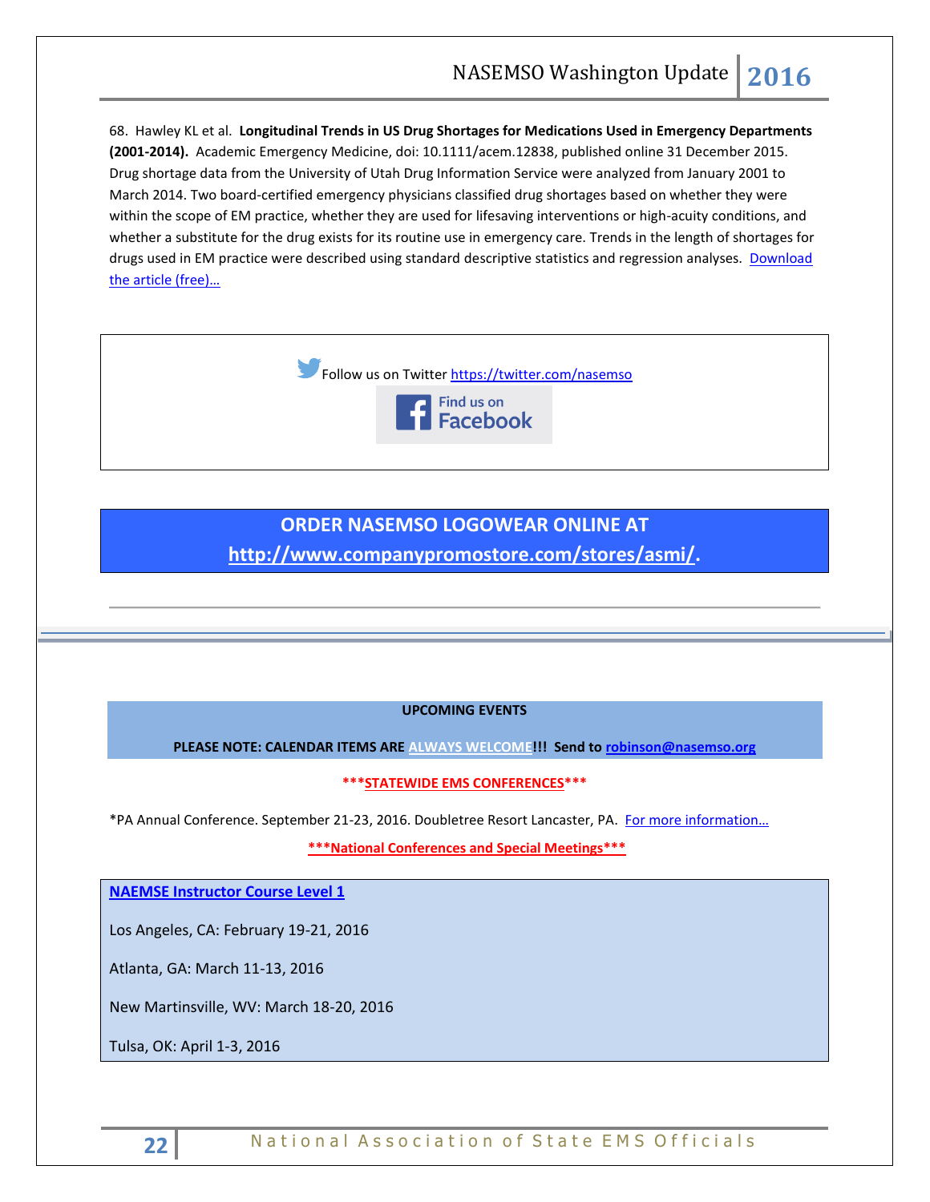68. Hawley KL et al. **Longitudinal Trends in US Drug Shortages for Medications Used in Emergency Departments (2001-2014).** Academic Emergency Medicine, doi: 10.1111/acem.12838, published online 31 December 2015. Drug shortage data from the University of Utah Drug Information Service were analyzed from January 2001 to March 2014. Two board-certified emergency physicians classified drug shortages based on whether they were within the scope of EM practice, whether they are used for lifesaving interventions or high-acuity conditions, and whether a substitute for the drug exists for its routine use in emergency care. Trends in the length of shortages for drugs used in EM practice were described using standard descriptive statistics and regression analyses. Download the article (free)…

Follow us on Twitter https://twitter.com/nasemso

Find us on Facebook

**ORDER NASEMSO LOGOWEAR ONLINE AT http://www.companypromostore.com/stores/asmi/.**

---

**UPCOMING EVENTS**

**PLEASE NOTE: CALENDAR ITEMS ARE ALWAYS WELCOME!!! Send to robinson@nasemso.org**

**\*\*\*STATEWIDE EMS CONFERENCES\*\*\***

\*PA Annual Conference. September 21-23, 2016. Doubletree Resort Lancaster, PA. For more information…

**\*\*\*National Conferences and Special Meetings\*\*\***

**NAEMSE Instructor Course Level 1**

Los Angeles, CA: February 19-21, 2016

Atlanta, GA: March 11-13, 2016

New Martinsville, WV: March 18-20, 2016

Tulsa, OK: April 1-3, 2016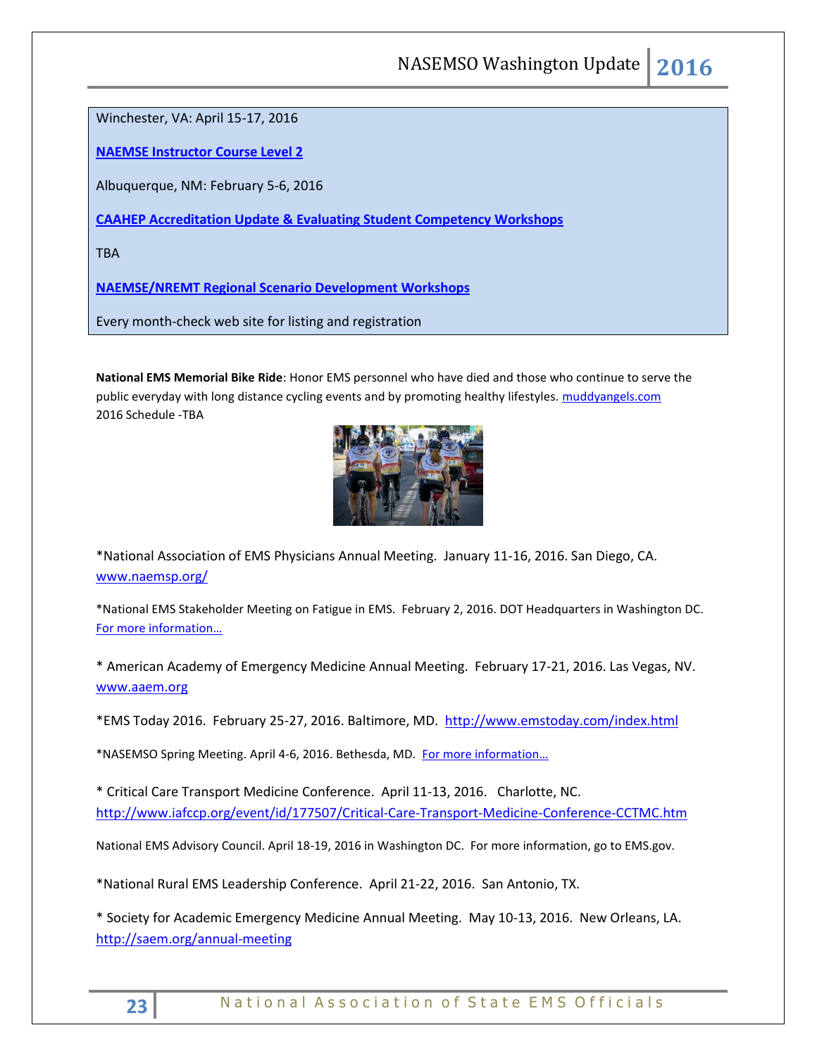Winchester, VA: April 15-17, 2016

**NAEMSE Instructor Course Level 2**

Albuquerque, NM: February 5-6, 2016

**CAAHEP Accreditation Update & Evaluating Student Competency Workshops**

TBA

**NAEMSE/NREMT Regional Scenario Development Workshops**

Every month-check web site for listing and registration

**National EMS Memorial Bike Ride**: Honor EMS personnel who have died and those who continue to serve the public everyday with long distance cycling events and by promoting healthy lifestyles. muddyangels.com
2016 Schedule -TBA

*National Association of EMS Physicians Annual Meeting. January 11-16, 2016. San Diego, CA. www.naemsp.org/

*National EMS Stakeholder Meeting on Fatigue in EMS. February 2, 2016. DOT Headquarters in Washington DC. For more information…

* American Academy of Emergency Medicine Annual Meeting. February 17-21, 2016. Las Vegas, NV. www.aaem.org

*EMS Today 2016. February 25-27, 2016. Baltimore, MD. http://www.emstoday.com/index.html

*NASEMSO Spring Meeting. April 4-6, 2016. Bethesda, MD. For more information…

* Critical Care Transport Medicine Conference. April 11-13, 2016. Charlotte, NC. http://www.iafccp.org/event/id/177507/Critical-Care-Transport-Medicine-Conference-CCTMC.htm

National EMS Advisory Council. April 18-19, 2016 in Washington DC. For more information, go to EMS.gov.

*National Rural EMS Leadership Conference. April 21-22, 2016. San Antonio, TX.

* Society for Academic Emergency Medicine Annual Meeting. May 10-13, 2016. New Orleans, LA. http://saem.org/annual-meeting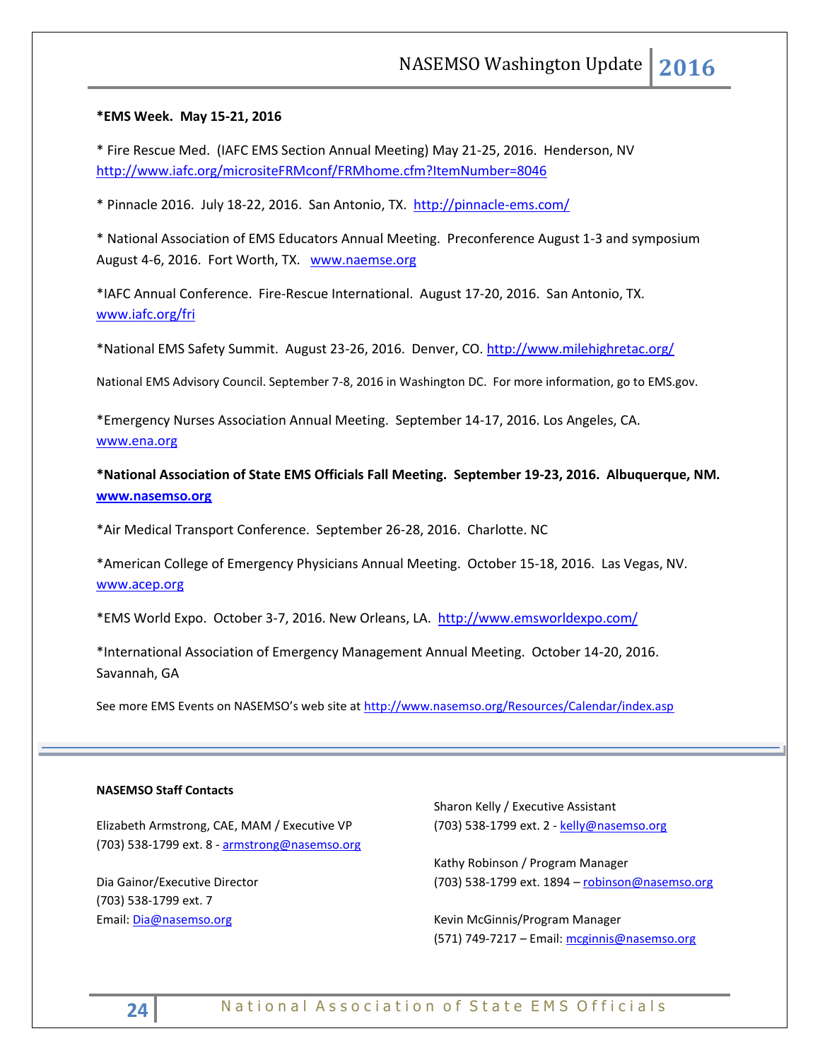**\*EMS Week. May 15-21, 2016**

\* Fire Rescue Med. (IAFC EMS Section Annual Meeting) May 21-25, 2016. Henderson, NV http://www.iafc.org/micrositeFRMconf/FRMhome.cfm?ItemNumber=8046

\* Pinnacle 2016. July 18-22, 2016. San Antonio, TX. http://pinnacle-ems.com/

\* National Association of EMS Educators Annual Meeting. Preconference August 1-3 and symposium August 4-6, 2016. Fort Worth, TX. www.naemse.org

\*IAFC Annual Conference. Fire-Rescue International. August 17-20, 2016. San Antonio, TX. www.iafc.org/fri

\*National EMS Safety Summit. August 23-26, 2016. Denver, CO. http://www.milehighretac.org/

National EMS Advisory Council. September 7-8, 2016 in Washington DC. For more information, go to EMS.gov.

\*Emergency Nurses Association Annual Meeting. September 14-17, 2016. Los Angeles, CA. www.ena.org

**\*National Association of State EMS Officials Fall Meeting. September 19-23, 2016. Albuquerque, NM. www.nasemso.org**

\*Air Medical Transport Conference. September 26-28, 2016. Charlotte. NC

\*American College of Emergency Physicians Annual Meeting. October 15-18, 2016. Las Vegas, NV. www.acep.org

\*EMS World Expo. October 3-7, 2016. New Orleans, LA. http://www.emsworldexpo.com/

\*International Association of Emergency Management Annual Meeting. October 14-20, 2016. Savannah, GA

See more EMS Events on NASEMSO's web site at http://www.nasemso.org/Resources/Calendar/index.asp

---

**NASEMSO Staff Contacts**

Elizabeth Armstrong, CAE, MAM / Executive VP
(703) 538-1799 ext. 8 - armstrong@nasemso.org

Dia Gainor/Executive Director
(703) 538-1799 ext. 7
Email: Dia@nasemso.org

Sharon Kelly / Executive Assistant
(703) 538-1799 ext. 2 - kelly@nasemso.org

Kathy Robinson / Program Manager
(703) 538-1799 ext. 1894 – robinson@nasemso.org

Kevin McGinnis/Program Manager
(571) 749-7217 – Email: mcginnis@nasemso.org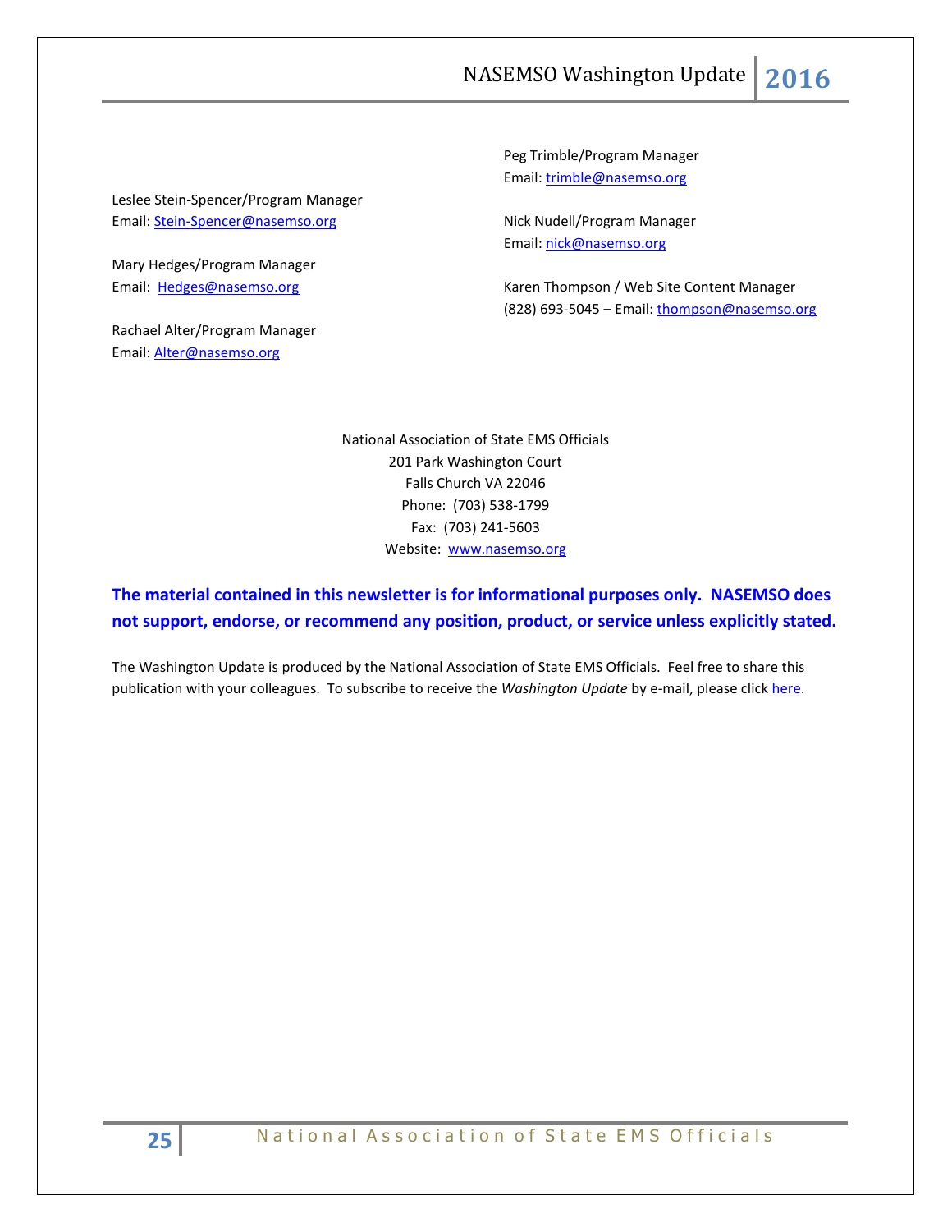Leslee Stein-Spencer/Program Manager
Email: [Stein-Spencer@nasemso.org](mailto:Stein-Spencer@nasemso.org)

Mary Hedges/Program Manager
Email: [Hedges@nasemso.org](mailto:Hedges@nasemso.org)

Rachael Alter/Program Manager
Email: [Alter@nasemso.org](mailto:Alter@nasemso.org)

Peg Trimble/Program Manager
Email: [trimble@nasemso.org](mailto:trimble@nasemso.org)

Nick Nudell/Program Manager
Email: [nick@nasemso.org](mailto:nick@nasemso.org)

Karen Thompson / Web Site Content Manager
(828) 693-5045 – Email: [thompson@nasemso.org](mailto:thompson@nasemso.org)

National Association of State EMS Officials
201 Park Washington Court
Falls Church VA 22046
Phone: (703) 538-1799
Fax: (703) 241-5603
Website: [www.nasemso.org](http://www.nasemso.org)

**The material contained in this newsletter is for informational purposes only. NASEMSO does not support, endorse, or recommend any position, product, or service unless explicitly stated.**

The Washington Update is produced by the National Association of State EMS Officials. Feel free to share this publication with your colleagues. To subscribe to receive the *Washington Update* by e-mail, please click here.